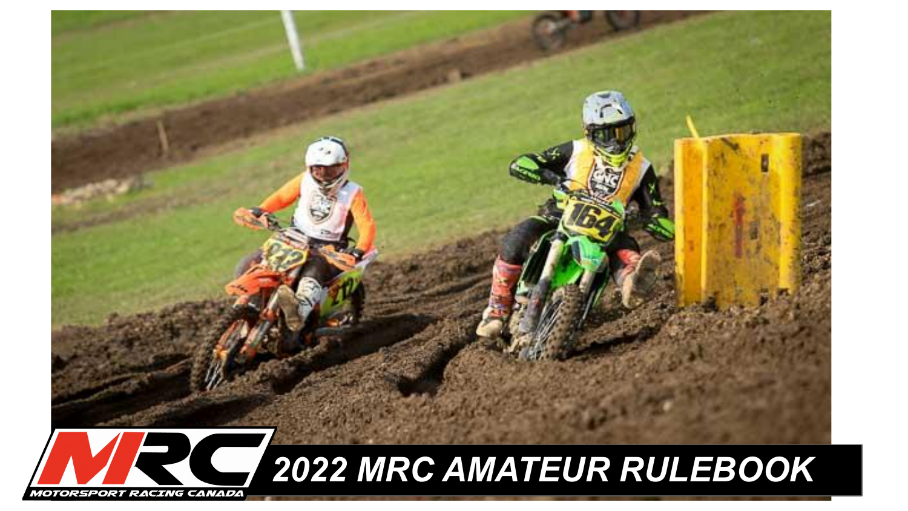# 2022 MRC AMATEUR RULEBOOK

MRC
MOTORSPORT RACING CANADA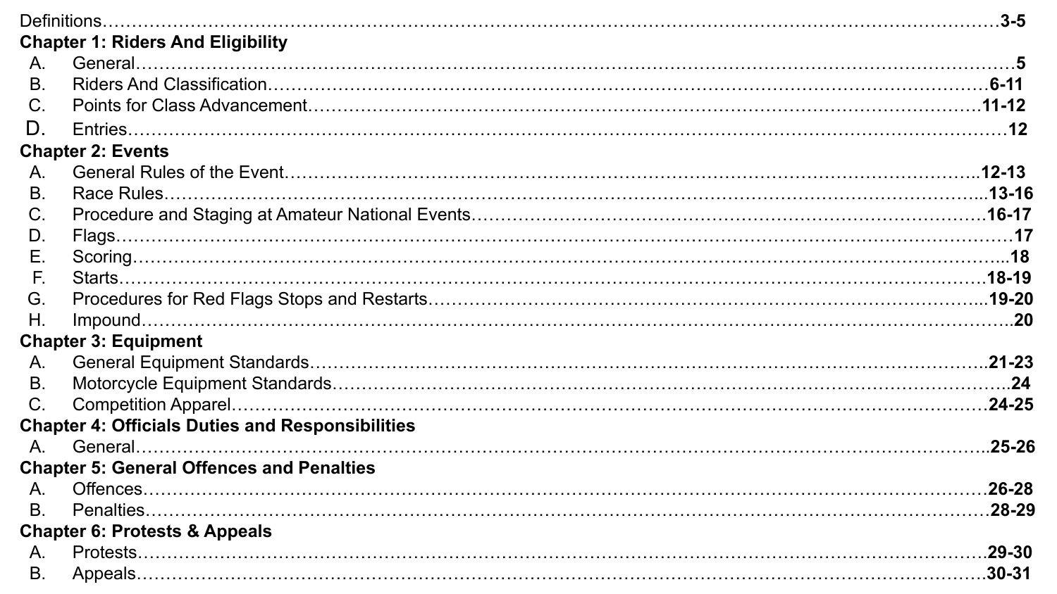Definitions……………………………………………………………………………………………………**3-5**

**Chapter 1: Riders And Eligibility**

A. General……………………………………………………………………………………………………**5**

B. Riders And Classification………………………………………………………………………………**6-11**

C. Points for Class Advancement…………………………………………………………………………**11-12**

D. Entries……………………………………………………………………………………………………**12**

**Chapter 2: Events**

A. General Rules of the Event……………………………………………………………………………**12-13**

B. Race Rules…………………………………………………………………………………………………**13-16**

C. Procedure and Staging at Amateur National Events………………………………………………**16-17**

D. Flags………………………………………………………………………………………………………**17**

E. Scoring……………………………………………………………………………………………………**18**

F. Starts………………………………………………………………………………………………………**18-19**

G. Procedures for Red Flags Stops and Restarts………………………………………………………**19-20**

H. Impound……………………………………………………………………………………………………**20**

**Chapter 3: Equipment**

A. General Equipment Standards…………………………………………………………………………**21-23**

B. Motorcycle Equipment Standards………………………………………………………………………**24**

C. Competition Apparel………………………………………………………………………………………**24-25**

**Chapter 4: Officials Duties and Responsibilities**

A. General……………………………………………………………………………………………………**25-26**

**Chapter 5: General Offences and Penalties**

A. Offences……………………………………………………………………………………………………**26-28**

B. Penalties……………………………………………………………………………………………………**28-29**

**Chapter 6: Protests & Appeals**

A. Protests……………………………………………………………………………………………………**29-30**

B. Appeals……………………………………………………………………………………………………**30-31**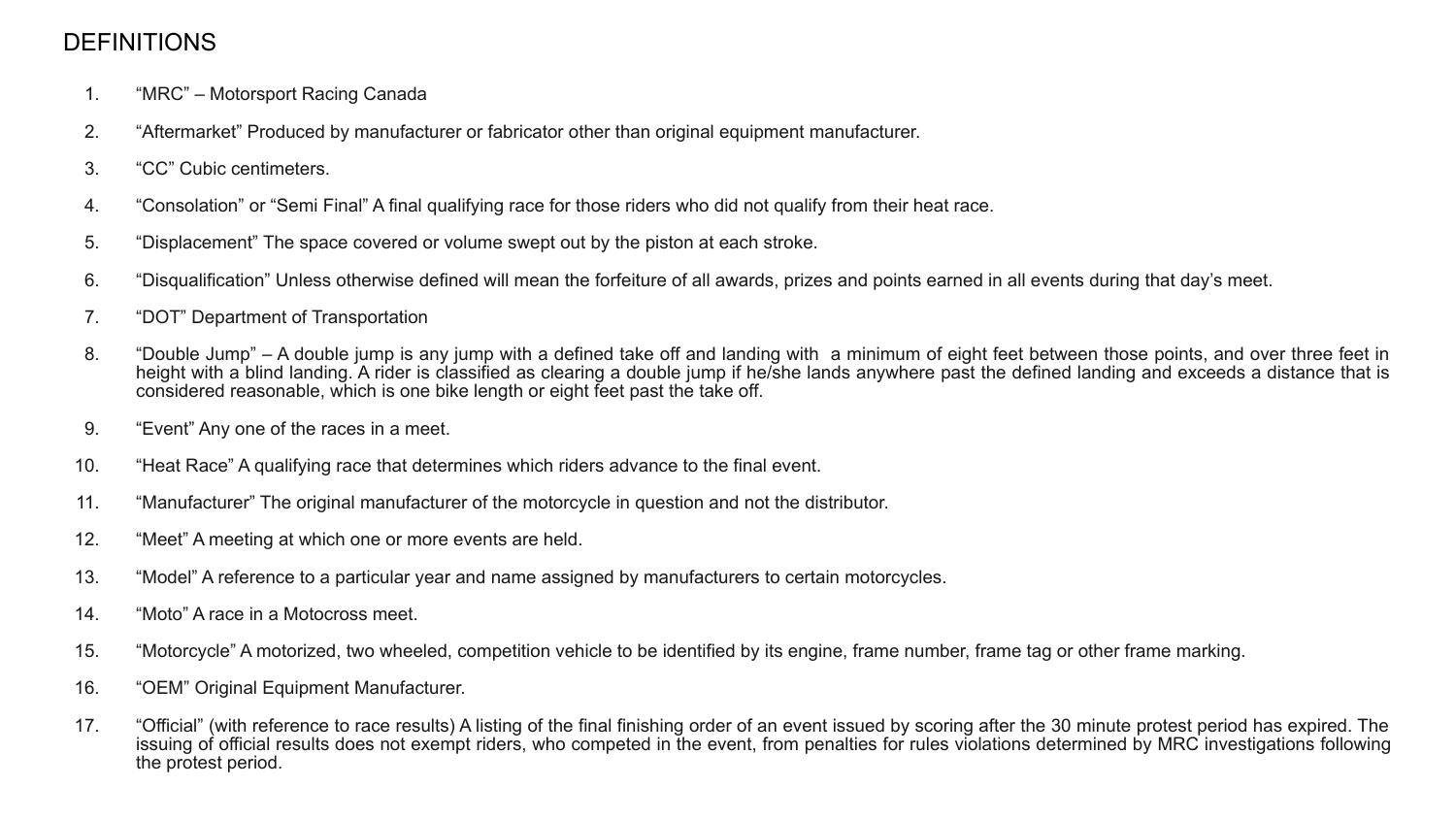# DEFINITIONS

1. “MRC” – Motorsport Racing Canada
2. “Aftermarket” Produced by manufacturer or fabricator other than original equipment manufacturer.
3. “CC” Cubic centimeters.
4. “Consolation” or “Semi Final” A final qualifying race for those riders who did not qualify from their heat race.
5. “Displacement” The space covered or volume swept out by the piston at each stroke.
6. “Disqualification” Unless otherwise defined will mean the forfeiture of all awards, prizes and points earned in all events during that day’s meet.
7. “DOT” Department of Transportation
8. “Double Jump” – A double jump is any jump with a defined take off and landing with  a minimum of eight feet between those points, and over three feet in height with a blind landing. A rider is classified as clearing a double jump if he/she lands anywhere past the defined landing and exceeds a distance that is considered reasonable, which is one bike length or eight feet past the take off.
9. “Event” Any one of the races in a meet.
10. “Heat Race” A qualifying race that determines which riders advance to the final event.
11. “Manufacturer” The original manufacturer of the motorcycle in question and not the distributor.
12. “Meet” A meeting at which one or more events are held.
13. “Model” A reference to a particular year and name assigned by manufacturers to certain motorcycles.
14. “Moto” A race in a Motocross meet.
15. “Motorcycle” A motorized, two wheeled, competition vehicle to be identified by its engine, frame number, frame tag or other frame marking.
16. “OEM” Original Equipment Manufacturer.
17. “Official” (with reference to race results) A listing of the final finishing order of an event issued by scoring after the 30 minute protest period has expired. The issuing of official results does not exempt riders, who competed in the event, from penalties for rules violations determined by MRC investigations following the protest period.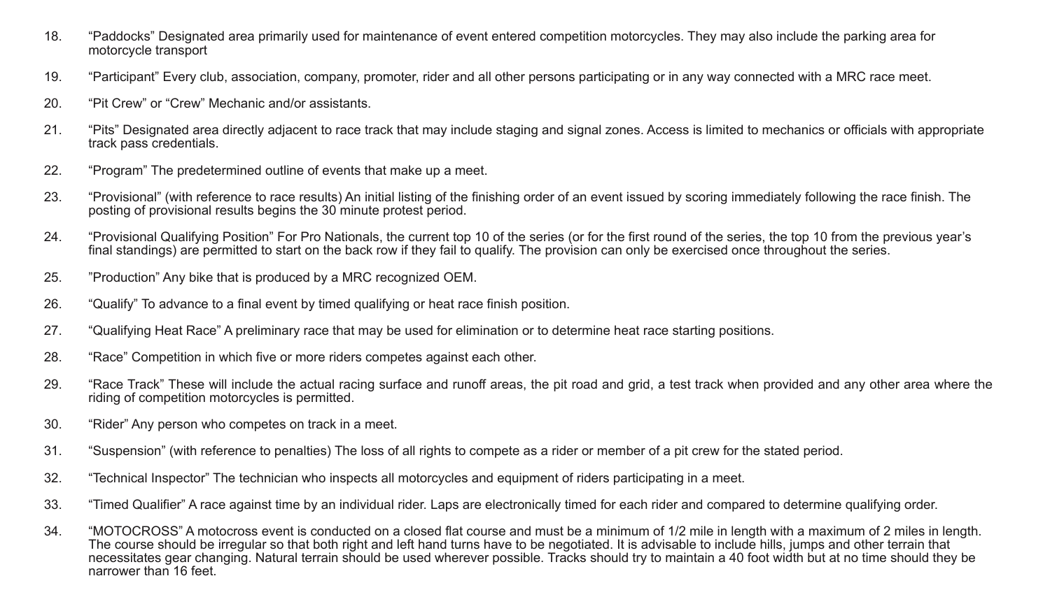18. “Paddocks” Designated area primarily used for maintenance of event entered competition motorcycles. They may also include the parking area for motorcycle transport

19. “Participant” Every club, association, company, promoter, rider and all other persons participating or in any way connected with a MRC race meet.

20. “Pit Crew” or “Crew” Mechanic and/or assistants.

21. “Pits” Designated area directly adjacent to race track that may include staging and signal zones. Access is limited to mechanics or officials with appropriate track pass credentials.

22. “Program” The predetermined outline of events that make up a meet.

23. “Provisional” (with reference to race results) An initial listing of the finishing order of an event issued by scoring immediately following the race finish. The posting of provisional results begins the 30 minute protest period.

24. “Provisional Qualifying Position” For Pro Nationals, the current top 10 of the series (or for the first round of the series, the top 10 from the previous year’s final standings) are permitted to start on the back row if they fail to qualify. The provision can only be exercised once throughout the series.

25. ”Production” Any bike that is produced by a MRC recognized OEM.

26. “Qualify” To advance to a final event by timed qualifying or heat race finish position.

27. “Qualifying Heat Race” A preliminary race that may be used for elimination or to determine heat race starting positions.

28. “Race” Competition in which five or more riders competes against each other.

29. “Race Track” These will include the actual racing surface and runoff areas, the pit road and grid, a test track when provided and any other area where the riding of competition motorcycles is permitted.

30. “Rider” Any person who competes on track in a meet.

31. “Suspension” (with reference to penalties) The loss of all rights to compete as a rider or member of a pit crew for the stated period.

32. “Technical Inspector” The technician who inspects all motorcycles and equipment of riders participating in a meet.

33. “Timed Qualifier” A race against time by an individual rider. Laps are electronically timed for each rider and compared to determine qualifying order.

34. “MOTOCROSS” A motocross event is conducted on a closed flat course and must be a minimum of 1/2 mile in length with a maximum of 2 miles in length. The course should be irregular so that both right and left hand turns have to be negotiated. It is advisable to include hills, jumps and other terrain that necessitates gear changing. Natural terrain should be used wherever possible. Tracks should try to maintain a 40 foot width but at no time should they be narrower than 16 feet.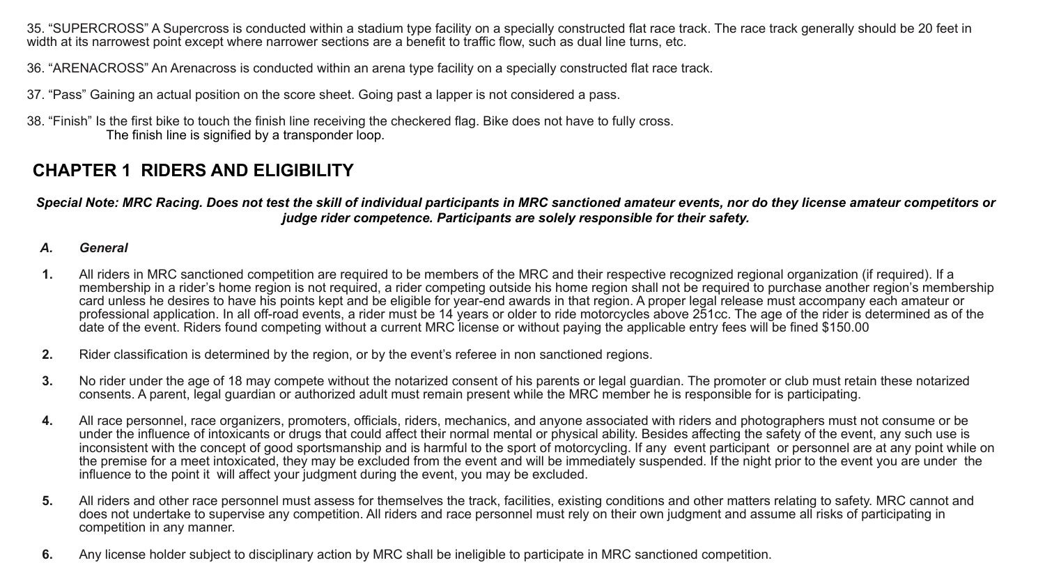35. “SUPERCROSS” A Supercross is conducted within a stadium type facility on a specially constructed flat race track. The race track generally should be 20 feet in width at its narrowest point except where narrower sections are a benefit to traffic flow, such as dual line turns, etc.

36. “ARENACROSS” An Arenacross is conducted within an arena type facility on a specially constructed flat race track.

37. “Pass” Gaining an actual position on the score sheet. Going past a lapper is not considered a pass.

38. “Finish” Is the first bike to touch the finish line receiving the checkered flag. Bike does not have to fully cross.
The finish line is signified by a transponder loop.

## CHAPTER 1 RIDERS AND ELIGIBILITY

***Special Note: MRC Racing. Does not test the skill of individual participants in MRC sanctioned amateur events, nor do they license amateur competitors or judge rider competence. Participants are solely responsible for their safety.***

### *A. General*

**1.** All riders in MRC sanctioned competition are required to be members of the MRC and their respective recognized regional organization (if required). If a membership in a rider’s home region is not required, a rider competing outside his home region shall not be required to purchase another region’s membership card unless he desires to have his points kept and be eligible for year-end awards in that region. A proper legal release must accompany each amateur or professional application. In all off-road events, a rider must be 14 years or older to ride motorcycles above 251cc. The age of the rider is determined as of the date of the event. Riders found competing without a current MRC license or without paying the applicable entry fees will be fined $150.00

**2.** Rider classification is determined by the region, or by the event’s referee in non sanctioned regions.

**3.** No rider under the age of 18 may compete without the notarized consent of his parents or legal guardian. The promoter or club must retain these notarized consents. A parent, legal guardian or authorized adult must remain present while the MRC member he is responsible for is participating.

**4.** All race personnel, race organizers, promoters, officials, riders, mechanics, and anyone associated with riders and photographers must not consume or be under the influence of intoxicants or drugs that could affect their normal mental or physical ability. Besides affecting the safety of the event, any such use is inconsistent with the concept of good sportsmanship and is harmful to the sport of motorcycling. If any event participant or personnel are at any point while on the premise for a meet intoxicated, they may be excluded from the event and will be immediately suspended. If the night prior to the event you are under the influence to the point it will affect your judgment during the event, you may be excluded.

**5.** All riders and other race personnel must assess for themselves the track, facilities, existing conditions and other matters relating to safety. MRC cannot and does not undertake to supervise any competition. All riders and race personnel must rely on their own judgment and assume all risks of participating in competition in any manner.

**6.** Any license holder subject to disciplinary action by MRC shall be ineligible to participate in MRC sanctioned competition.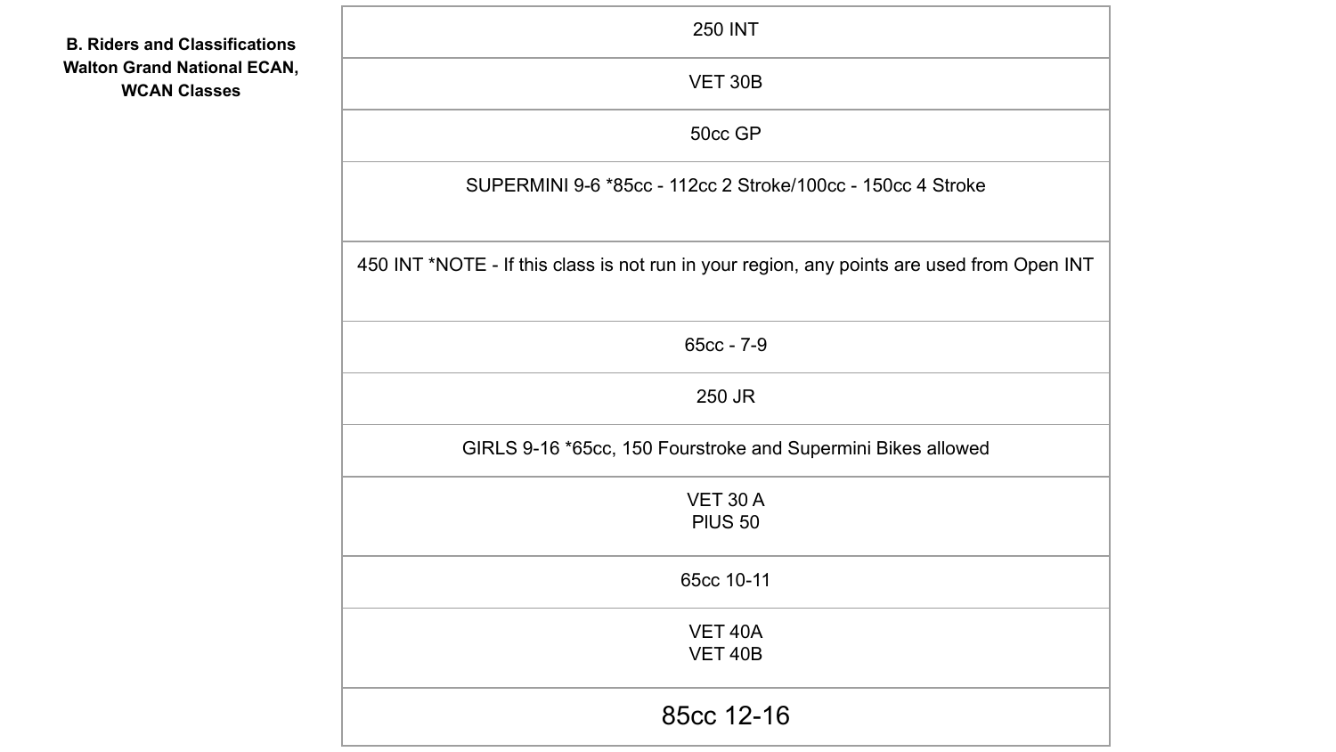**B. Riders and Classifications Walton Grand National ECAN, WCAN Classes**

| |
|---|
| 250 INT |
| VET 30B |
| 50cc GP |
| SUPERMINI 9-6 *85cc - 112cc 2 Stroke/100cc - 150cc 4 Stroke |
| 450 INT *NOTE - If this class is not run in your region, any points are used from Open INT |
| 65cc - 7-9 |
| 250 JR |
| GIRLS 9-16 *65cc, 150 Fourstroke and Supermini Bikes allowed |
| VET 30 A<br>PlUS 50 |
| 65cc 10-11 |
| VET 40A<br>VET 40B |
| 85cc 12-16 |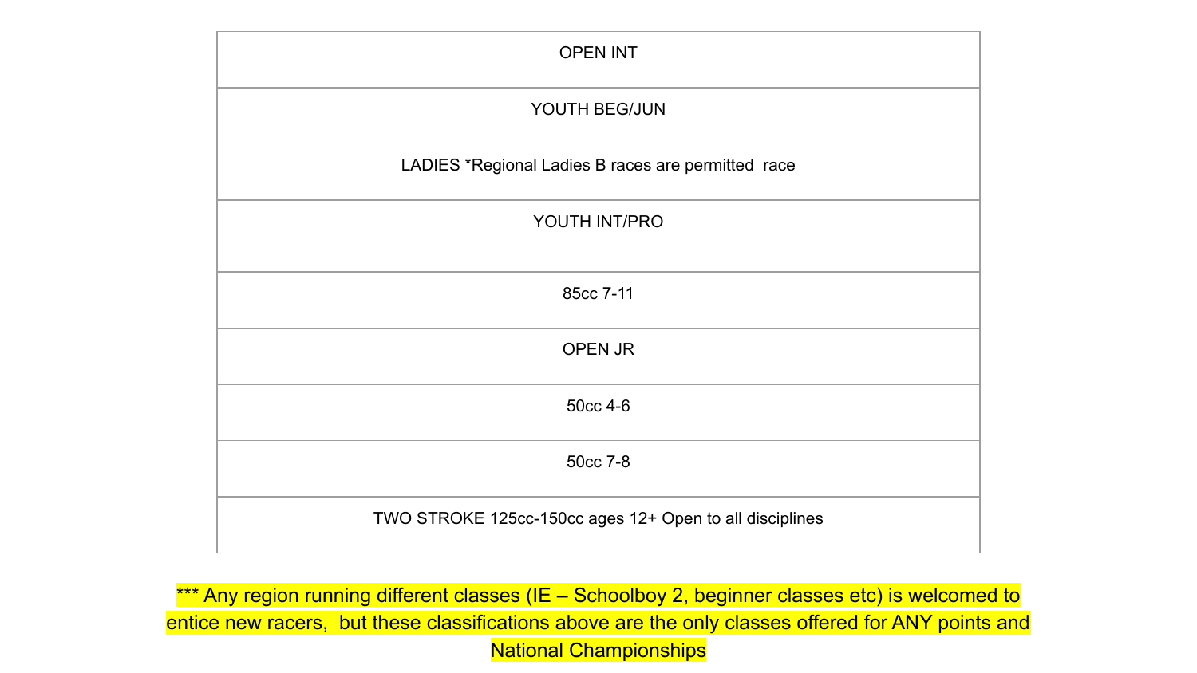| OPEN INT |
| --- |
| YOUTH BEG/JUN |
| LADIES *Regional Ladies B races are permitted race |
| YOUTH INT/PRO |
| 85cc 7-11 |
| OPEN JR |
| 50cc 4-6 |
| 50cc 7-8 |
| TWO STROKE 125cc-150cc ages 12+ Open to all disciplines |

*** Any region running different classes (IE – Schoolboy 2, beginner classes etc) is welcomed to entice new racers, but these classifications above are the only classes offered for ANY points and National Championships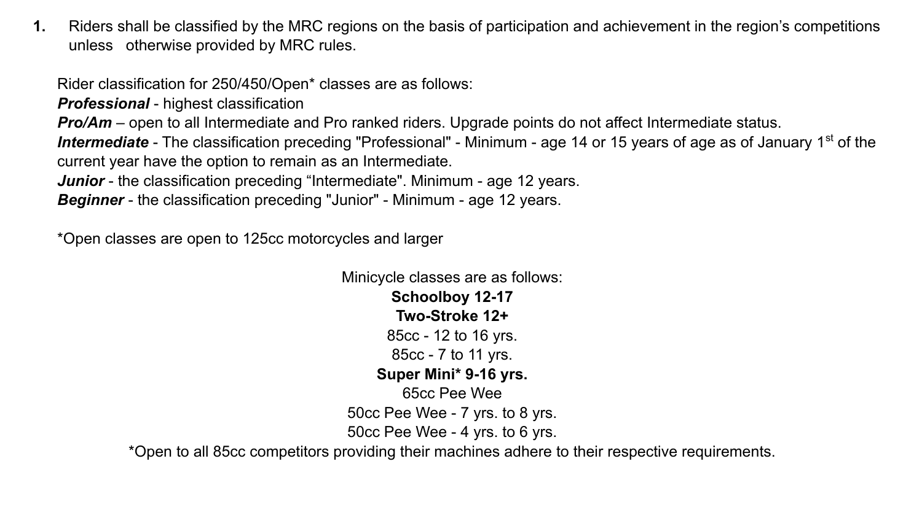1. Riders shall be classified by the MRC regions on the basis of participation and achievement in the region's competitions unless otherwise provided by MRC rules.

Rider classification for 250/450/Open* classes are as follows:
***Professional*** - highest classification
***Pro/Am*** – open to all Intermediate and Pro ranked riders. Upgrade points do not affect Intermediate status.
***Intermediate*** - The classification preceding "Professional" - Minimum - age 14 or 15 years of age as of January 1st of the current year have the option to remain as an Intermediate.
***Junior*** - the classification preceding "Intermediate". Minimum - age 12 years.
***Beginner*** - the classification preceding "Junior" - Minimum - age 12 years.

*Open classes are open to 125cc motorcycles and larger

Minicycle classes are as follows:
**Schoolboy 12-17**
**Two-Stroke 12+**
85cc - 12 to 16 yrs.
85cc - 7 to 11 yrs.
**Super Mini* 9-16 yrs.**
65cc Pee Wee
50cc Pee Wee - 7 yrs. to 8 yrs.
50cc Pee Wee - 4 yrs. to 6 yrs.
*Open to all 85cc competitors providing their machines adhere to their respective requirements.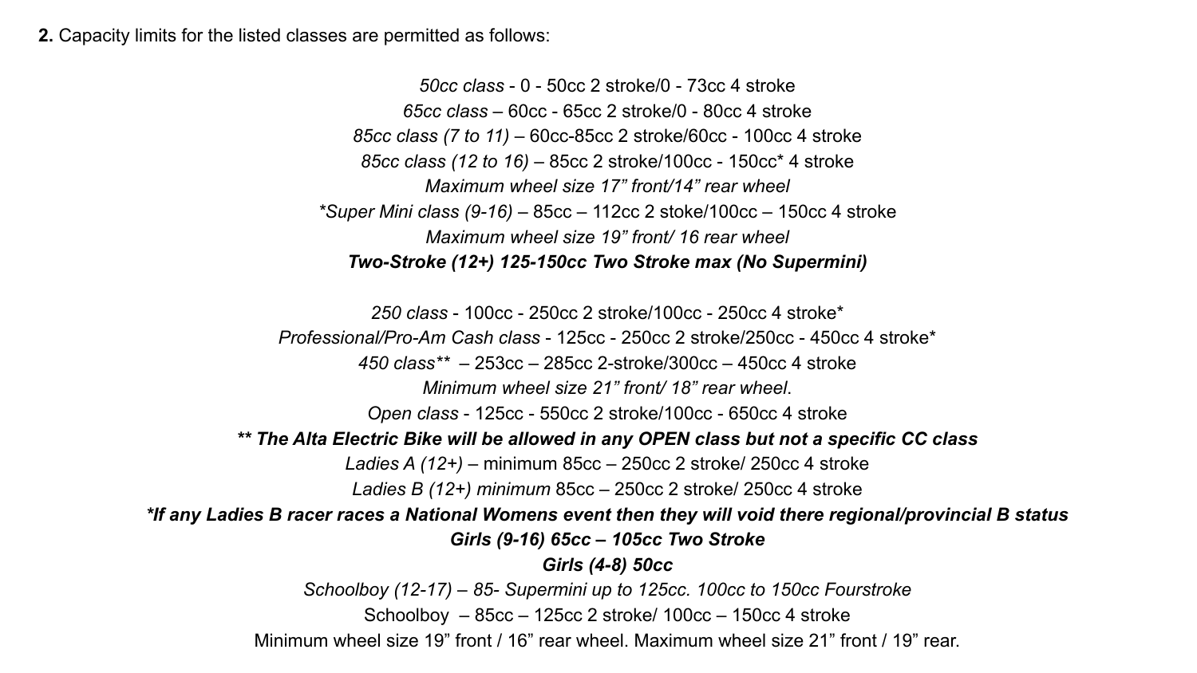**2.** Capacity limits for the listed classes are permitted as follows:

*50cc class* - 0 - 50cc 2 stroke/0 - 73cc 4 stroke

*65cc class* – 60cc - 65cc 2 stroke/0 - 80cc 4 stroke

*85cc class (7 to 11)* – 60cc-85cc 2 stroke/60cc - 100cc 4 stroke

*85cc class (12 to 16)* – 85cc 2 stroke/100cc - 150cc* 4 stroke

*Maximum wheel size 17" front/14" rear wheel*

**Super Mini class (9-16)* – 85cc – 112cc 2 stoke/100cc – 150cc 4 stroke

*Maximum wheel size 19" front/ 16 rear wheel*

***Two-Stroke (12+) 125-150cc Two Stroke max (No Supermini)***

*250 class* - 100cc - 250cc 2 stroke/100cc - 250cc 4 stroke*

*Professional/Pro-Am Cash class* - 125cc - 250cc 2 stroke/250cc - 450cc 4 stroke*

*450 class*** – 253cc – 285cc 2-stroke/300cc – 450cc 4 stroke

*Minimum wheel size 21" front/ 18" rear wheel*.

*Open class* - 125cc - 550cc 2 stroke/100cc - 650cc 4 stroke

***** The Alta Electric Bike will be allowed in any OPEN class but not a specific CC class***

*Ladies A (12+)* – minimum 85cc – 250cc 2 stroke/ 250cc 4 stroke

*Ladies B (12+) minimum* 85cc – 250cc 2 stroke/ 250cc 4 stroke

****If any Ladies B racer races a National Womens event then they will void there regional/provincial B status***

***Girls (9-16) 65cc – 105cc Two Stroke***

***Girls (4-8) 50cc***

*Schoolboy (12-17) – 85- Supermini up to 125cc. 100cc to 150cc Fourstroke*

Schoolboy – 85cc – 125cc 2 stroke/ 100cc – 150cc 4 stroke

Minimum wheel size 19" front / 16" rear wheel. Maximum wheel size 21" front / 19" rear.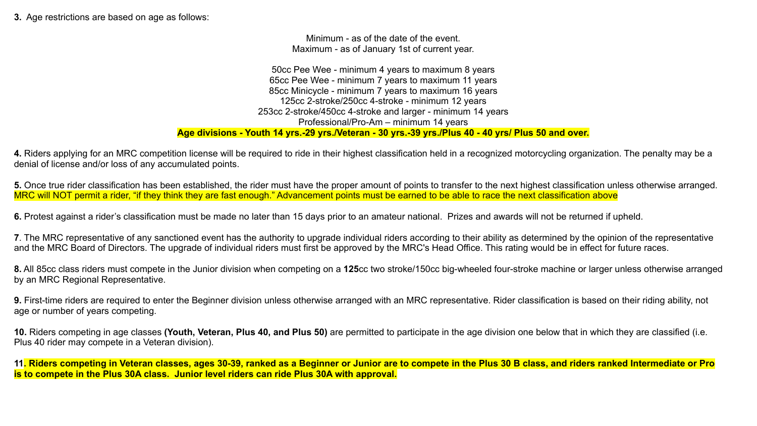**3.** Age restrictions are based on age as follows:

Minimum - as of the date of the event.
Maximum - as of January 1st of current year.

50cc Pee Wee - minimum 4 years to maximum 8 years
65cc Pee Wee - minimum 7 years to maximum 11 years
85cc Minicycle - minimum 7 years to maximum 16 years
125cc 2-stroke/250cc 4-stroke - minimum 12 years
253cc 2-stroke/450cc 4-stroke and larger - minimum 14 years
Professional/Pro-Am – minimum 14 years
**Age divisions - Youth 14 yrs.-29 yrs./Veteran - 30 yrs.-39 yrs./Plus 40 - 40 yrs/ Plus 50 and over.**

**4.** Riders applying for an MRC competition license will be required to ride in their highest classification held in a recognized motorcycling organization. The penalty may be a denial of license and/or loss of any accumulated points.

**5.** Once true rider classification has been established, the rider must have the proper amount of points to transfer to the next highest classification unless otherwise arranged. MRC will NOT permit a rider, "if they think they are fast enough." Advancement points must be earned to be able to race the next classification above

**6.** Protest against a rider's classification must be made no later than 15 days prior to an amateur national. Prizes and awards will not be returned if upheld.

**7**. The MRC representative of any sanctioned event has the authority to upgrade individual riders according to their ability as determined by the opinion of the representative and the MRC Board of Directors. The upgrade of individual riders must first be approved by the MRC's Head Office. This rating would be in effect for future races.

**8.** All 85cc class riders must compete in the Junior division when competing on a **125**cc two stroke/150cc big-wheeled four-stroke machine or larger unless otherwise arranged by an MRC Regional Representative.

**9.** First-time riders are required to enter the Beginner division unless otherwise arranged with an MRC representative. Rider classification is based on their riding ability, not age or number of years competing.

**10.** Riders competing in age classes **(Youth, Veteran, Plus 40, and Plus 50)** are permitted to participate in the age division one below that in which they are classified (i.e. Plus 40 rider may compete in a Veteran division).

**11. Riders competing in Veteran classes, ages 30-39, ranked as a Beginner or Junior are to compete in the Plus 30 B class, and riders ranked Intermediate or Pro is to compete in the Plus 30A class. Junior level riders can ride Plus 30A with approval.**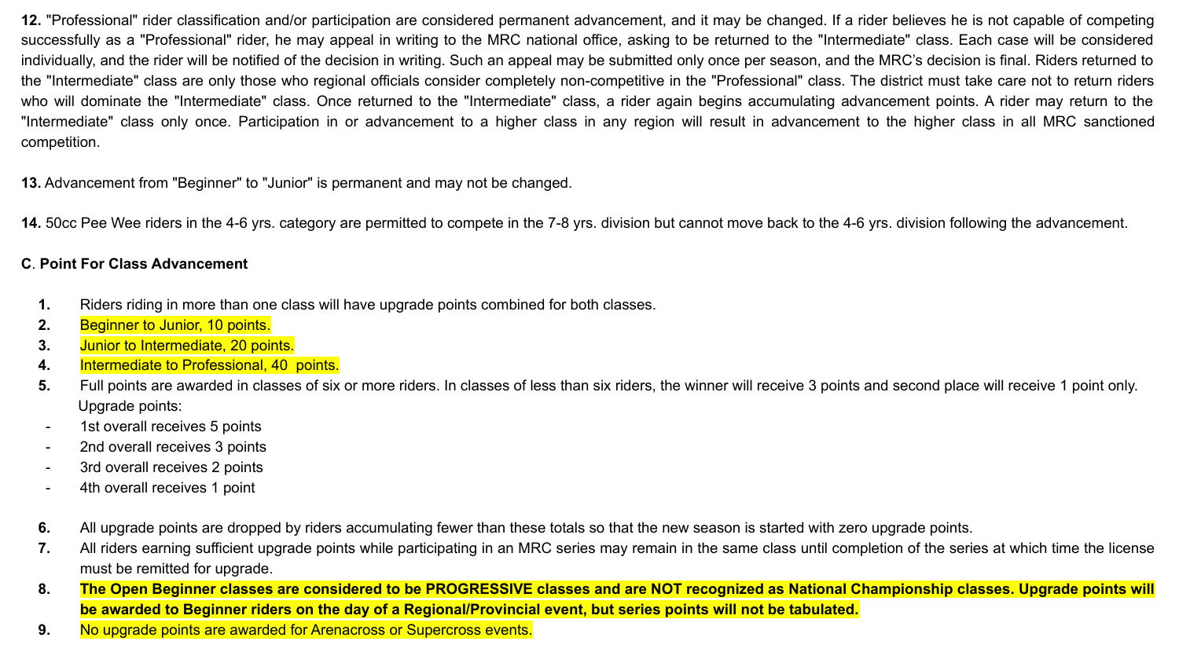**12.** "Professional" rider classification and/or participation are considered permanent advancement, and it may be changed. If a rider believes he is not capable of competing successfully as a "Professional" rider, he may appeal in writing to the MRC national office, asking to be returned to the "Intermediate" class. Each case will be considered individually, and the rider will be notified of the decision in writing. Such an appeal may be submitted only once per season, and the MRC's decision is final. Riders returned to the "Intermediate" class are only those who regional officials consider completely non-competitive in the "Professional" class. The district must take care not to return riders who will dominate the "Intermediate" class. Once returned to the "Intermediate" class, a rider again begins accumulating advancement points. A rider may return to the "Intermediate" class only once. Participation in or advancement to a higher class in any region will result in advancement to the higher class in all MRC sanctioned competition.

**13.** Advancement from "Beginner" to "Junior" is permanent and may not be changed.

**14.** 50cc Pee Wee riders in the 4-6 yrs. category are permitted to compete in the 7-8 yrs. division but cannot move back to the 4-6 yrs. division following the advancement.

**C. Point For Class Advancement**

1. Riders riding in more than one class will have upgrade points combined for both classes.
2. Beginner to Junior, 10 points.
3. Junior to Intermediate, 20 points.
4. Intermediate to Professional, 40 points.
5. Full points are awarded in classes of six or more riders. In classes of less than six riders, the winner will receive 3 points and second place will receive 1 point only. Upgrade points:
   - 1st overall receives 5 points
   - 2nd overall receives 3 points
   - 3rd overall receives 2 points
   - 4th overall receives 1 point
6. All upgrade points are dropped by riders accumulating fewer than these totals so that the new season is started with zero upgrade points.
7. All riders earning sufficient upgrade points while participating in an MRC series may remain in the same class until completion of the series at which time the license must be remitted for upgrade.
8. **The Open Beginner classes are considered to be PROGRESSIVE classes and are NOT recognized as National Championship classes. Upgrade points will be awarded to Beginner riders on the day of a Regional/Provincial event, but series points will not be tabulated.**
9. No upgrade points are awarded for Arenacross or Supercross events.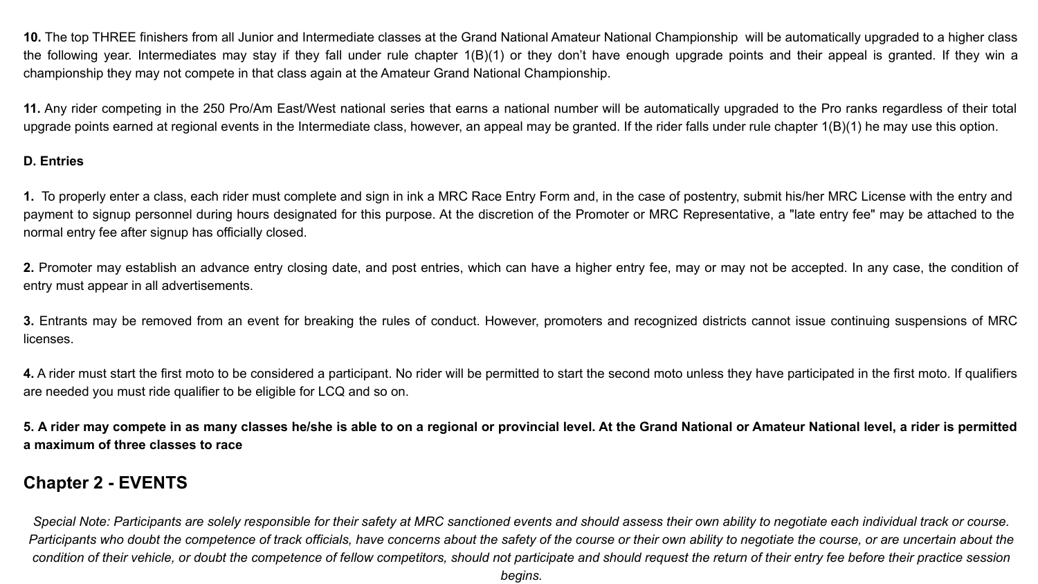**10.** The top THREE finishers from all Junior and Intermediate classes at the Grand National Amateur National Championship will be automatically upgraded to a higher class the following year. Intermediates may stay if they fall under rule chapter 1(B)(1) or they don't have enough upgrade points and their appeal is granted. If they win a championship they may not compete in that class again at the Amateur Grand National Championship.

**11.** Any rider competing in the 250 Pro/Am East/West national series that earns a national number will be automatically upgraded to the Pro ranks regardless of their total upgrade points earned at regional events in the Intermediate class, however, an appeal may be granted. If the rider falls under rule chapter 1(B)(1) he may use this option.

**D. Entries**

**1.** To properly enter a class, each rider must complete and sign in ink a MRC Race Entry Form and, in the case of postentry, submit his/her MRC License with the entry and payment to signup personnel during hours designated for this purpose. At the discretion of the Promoter or MRC Representative, a "late entry fee" may be attached to the normal entry fee after signup has officially closed.

**2.** Promoter may establish an advance entry closing date, and post entries, which can have a higher entry fee, may or may not be accepted. In any case, the condition of entry must appear in all advertisements.

**3.** Entrants may be removed from an event for breaking the rules of conduct. However, promoters and recognized districts cannot issue continuing suspensions of MRC licenses.

**4.** A rider must start the first moto to be considered a participant. No rider will be permitted to start the second moto unless they have participated in the first moto. If qualifiers are needed you must ride qualifier to be eligible for LCQ and so on.

**5. A rider may compete in as many classes he/she is able to on a regional or provincial level. At the Grand National or Amateur National level, a rider is permitted a maximum of three classes to race**

## Chapter 2 - EVENTS

*Special Note: Participants are solely responsible for their safety at MRC sanctioned events and should assess their own ability to negotiate each individual track or course. Participants who doubt the competence of track officials, have concerns about the safety of the course or their own ability to negotiate the course, or are uncertain about the condition of their vehicle, or doubt the competence of fellow competitors, should not participate and should request the return of their entry fee before their practice session begins.*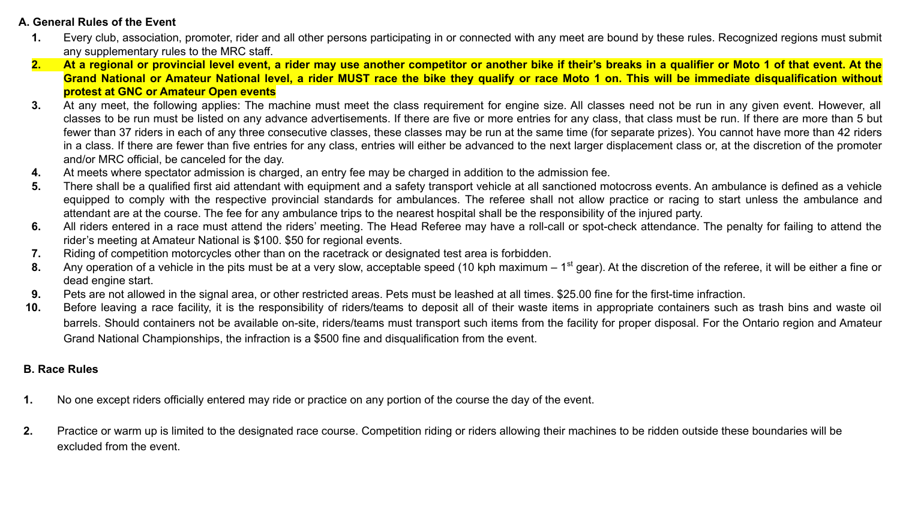### A. General Rules of the Event

1. Every club, association, promoter, rider and all other persons participating in or connected with any meet are bound by these rules. Recognized regions must submit any supplementary rules to the MRC staff.
2. **At a regional or provincial level event, a rider may use another competitor or another bike if their's breaks in a qualifier or Moto 1 of that event. At the Grand National or Amateur National level, a rider MUST race the bike they qualify or race Moto 1 on. This will be immediate disqualification without protest at GNC or Amateur Open events**
3. At any meet, the following applies: The machine must meet the class requirement for engine size. All classes need not be run in any given event. However, all classes to be run must be listed on any advance advertisements. If there are five or more entries for any class, that class must be run. If there are more than 5 but fewer than 37 riders in each of any three consecutive classes, these classes may be run at the same time (for separate prizes). You cannot have more than 42 riders in a class. If there are fewer than five entries for any class, entries will either be advanced to the next larger displacement class or, at the discretion of the promoter and/or MRC official, be canceled for the day.
4. At meets where spectator admission is charged, an entry fee may be charged in addition to the admission fee.
5. There shall be a qualified first aid attendant with equipment and a safety transport vehicle at all sanctioned motocross events. An ambulance is defined as a vehicle equipped to comply with the respective provincial standards for ambulances. The referee shall not allow practice or racing to start unless the ambulance and attendant are at the course. The fee for any ambulance trips to the nearest hospital shall be the responsibility of the injured party.
6. All riders entered in a race must attend the riders' meeting. The Head Referee may have a roll-call or spot-check attendance. The penalty for failing to attend the rider's meeting at Amateur National is $100. $50 for regional events.
7. Riding of competition motorcycles other than on the racetrack or designated test area is forbidden.
8. Any operation of a vehicle in the pits must be at a very slow, acceptable speed (10 kph maximum – 1st gear). At the discretion of the referee, it will be either a fine or dead engine start.
9. Pets are not allowed in the signal area, or other restricted areas. Pets must be leashed at all times. $25.00 fine for the first-time infraction.
10. Before leaving a race facility, it is the responsibility of riders/teams to deposit all of their waste items in appropriate containers such as trash bins and waste oil barrels. Should containers not be available on-site, riders/teams must transport such items from the facility for proper disposal. For the Ontario region and Amateur Grand National Championships, the infraction is a $500 fine and disqualification from the event.

### B. Race Rules

1. No one except riders officially entered may ride or practice on any portion of the course the day of the event.

2. Practice or warm up is limited to the designated race course. Competition riding or riders allowing their machines to be ridden outside these boundaries will be excluded from the event.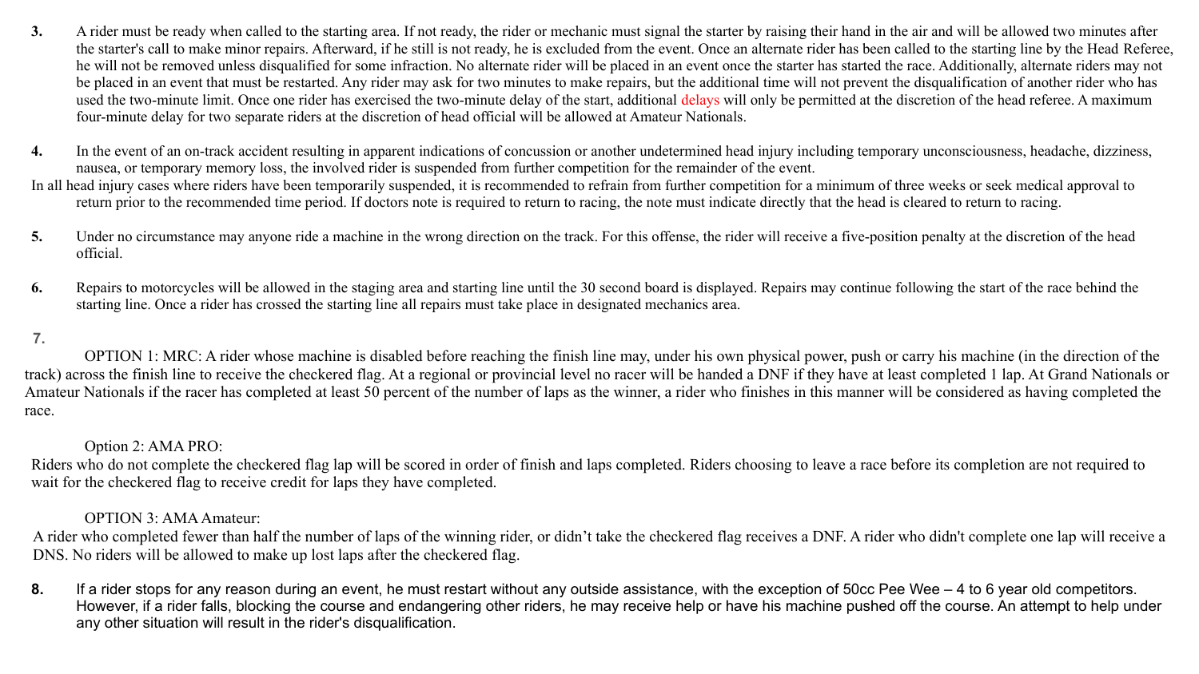**3.** A rider must be ready when called to the starting area. If not ready, the rider or mechanic must signal the starter by raising their hand in the air and will be allowed two minutes after the starter's call to make minor repairs. Afterward, if he still is not ready, he is excluded from the event. Once an alternate rider has been called to the starting line by the Head Referee, he will not be removed unless disqualified for some infraction. No alternate rider will be placed in an event once the starter has started the race. Additionally, alternate riders may not be placed in an event that must be restarted. Any rider may ask for two minutes to make repairs, but the additional time will not prevent the disqualification of another rider who has used the two-minute limit. Once one rider has exercised the two-minute delay of the start, additional delays will only be permitted at the discretion of the head referee. A maximum four-minute delay for two separate riders at the discretion of head official will be allowed at Amateur Nationals.

**4.** In the event of an on-track accident resulting in apparent indications of concussion or another undetermined head injury including temporary unconsciousness, headache, dizziness, nausea, or temporary memory loss, the involved rider is suspended from further competition for the remainder of the event.
In all head injury cases where riders have been temporarily suspended, it is recommended to refrain from further competition for a minimum of three weeks or seek medical approval to return prior to the recommended time period. If doctors note is required to return to racing, the note must indicate directly that the head is cleared to return to racing.

**5.** Under no circumstance may anyone ride a machine in the wrong direction on the track. For this offense, the rider will receive a five-position penalty at the discretion of the head official.

**6.** Repairs to motorcycles will be allowed in the staging area and starting line until the 30 second board is displayed. Repairs may continue following the start of the race behind the starting line. Once a rider has crossed the starting line all repairs must take place in designated mechanics area.

**7.**

OPTION 1: MRC: A rider whose machine is disabled before reaching the finish line may, under his own physical power, push or carry his machine (in the direction of the track) across the finish line to receive the checkered flag. At a regional or provincial level no racer will be handed a DNF if they have at least completed 1 lap. At Grand Nationals or Amateur Nationals if the racer has completed at least 50 percent of the number of laps as the winner, a rider who finishes in this manner will be considered as having completed the race.

Option 2: AMA PRO:
Riders who do not complete the checkered flag lap will be scored in order of finish and laps completed. Riders choosing to leave a race before its completion are not required to wait for the checkered flag to receive credit for laps they have completed.

OPTION 3: AMA Amateur:
A rider who completed fewer than half the number of laps of the winning rider, or didn't take the checkered flag receives a DNF. A rider who didn't complete one lap will receive a DNS. No riders will be allowed to make up lost laps after the checkered flag.

**8.** If a rider stops for any reason during an event, he must restart without any outside assistance, with the exception of 50cc Pee Wee – 4 to 6 year old competitors. However, if a rider falls, blocking the course and endangering other riders, he may receive help or have his machine pushed off the course. An attempt to help under any other situation will result in the rider's disqualification.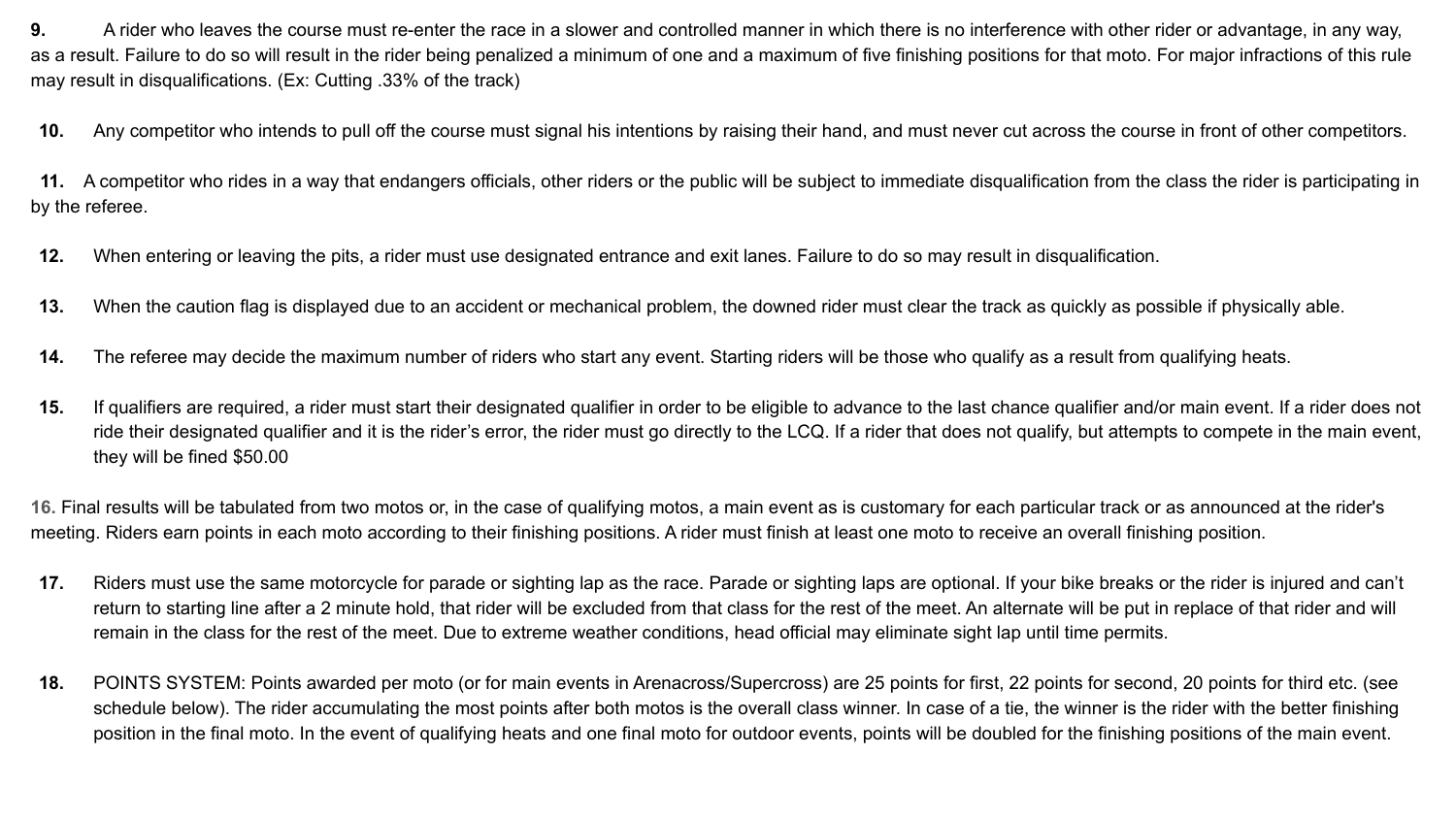**9.** A rider who leaves the course must re-enter the race in a slower and controlled manner in which there is no interference with other rider or advantage, in any way, as a result. Failure to do so will result in the rider being penalized a minimum of one and a maximum of five finishing positions for that moto. For major infractions of this rule may result in disqualifications. (Ex: Cutting .33% of the track)

**10.** Any competitor who intends to pull off the course must signal his intentions by raising their hand, and must never cut across the course in front of other competitors.

**11.** A competitor who rides in a way that endangers officials, other riders or the public will be subject to immediate disqualification from the class the rider is participating in by the referee.

**12.** When entering or leaving the pits, a rider must use designated entrance and exit lanes. Failure to do so may result in disqualification.

**13.** When the caution flag is displayed due to an accident or mechanical problem, the downed rider must clear the track as quickly as possible if physically able.

**14.** The referee may decide the maximum number of riders who start any event. Starting riders will be those who qualify as a result from qualifying heats.

**15.** If qualifiers are required, a rider must start their designated qualifier in order to be eligible to advance to the last chance qualifier and/or main event. If a rider does not ride their designated qualifier and it is the rider's error, the rider must go directly to the LCQ. If a rider that does not qualify, but attempts to compete in the main event, they will be fined $50.00

**16.** Final results will be tabulated from two motos or, in the case of qualifying motos, a main event as is customary for each particular track or as announced at the rider's meeting. Riders earn points in each moto according to their finishing positions. A rider must finish at least one moto to receive an overall finishing position.

**17.** Riders must use the same motorcycle for parade or sighting lap as the race. Parade or sighting laps are optional. If your bike breaks or the rider is injured and can't return to starting line after a 2 minute hold, that rider will be excluded from that class for the rest of the meet. An alternate will be put in replace of that rider and will remain in the class for the rest of the meet. Due to extreme weather conditions, head official may eliminate sight lap until time permits.

**18.** POINTS SYSTEM: Points awarded per moto (or for main events in Arenacross/Supercross) are 25 points for first, 22 points for second, 20 points for third etc. (see schedule below). The rider accumulating the most points after both motos is the overall class winner. In case of a tie, the winner is the rider with the better finishing position in the final moto. In the event of qualifying heats and one final moto for outdoor events, points will be doubled for the finishing positions of the main event.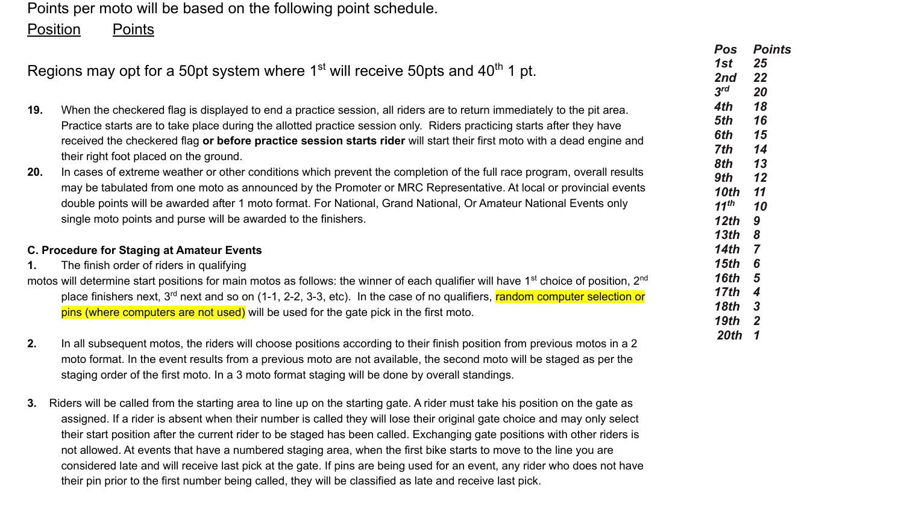Points per moto will be based on the following point schedule.

<u>Position</u> <u>Points</u>

| Pos | Points |
|---|---|
| 1st | 25 |
| 2nd | 22 |
| 3rd | 20 |
| 4th | 18 |
| 5th | 16 |
| 6th | 15 |
| 7th | 14 |
| 8th | 13 |
| 9th | 12 |
| 10th | 11 |
| 11th | 10 |
| 12th | 9 |
| 13th | 8 |
| 14th | 7 |
| 15th | 6 |
| 16th | 5 |
| 17th | 4 |
| 18th | 3 |
| 19th | 2 |
| 20th | 1 |

Regions may opt for a 50pt system where 1st will receive 50pts and 40th 1 pt.

**19.** When the checkered flag is displayed to end a practice session, all riders are to return immediately to the pit area. Practice starts are to take place during the allotted practice session only. Riders practicing starts after they have received the checkered flag **or before practice session starts rider** will start their first moto with a dead engine and their right foot placed on the ground.

**20.** In cases of extreme weather or other conditions which prevent the completion of the full race program, overall results may be tabulated from one moto as announced by the Promoter or MRC Representative. At local or provincial events double points will be awarded after 1 moto format. For National, Grand National, Or Amateur National Events only single moto points and purse will be awarded to the finishers.

**C. Procedure for Staging at Amateur Events**

**1.** The finish order of riders in qualifying motos will determine start positions for main motos as follows: the winner of each qualifier will have 1st choice of position, 2nd place finishers next, 3rd next and so on (1-1, 2-2, 3-3, etc). In the case of no qualifiers, random computer selection or pins (where computers are not used) will be used for the gate pick in the first moto.

**2.** In all subsequent motos, the riders will choose positions according to their finish position from previous motos in a 2 moto format. In the event results from a previous moto are not available, the second moto will be staged as per the staging order of the first moto. In a 3 moto format staging will be done by overall standings.

**3.** Riders will be called from the starting area to line up on the starting gate. A rider must take his position on the gate as assigned. If a rider is absent when their number is called they will lose their original gate choice and may only select their start position after the current rider to be staged has been called. Exchanging gate positions with other riders is not allowed. At events that have a numbered staging area, when the first bike starts to move to the line you are considered late and will receive last pick at the gate. If pins are being used for an event, any rider who does not have their pin prior to the first number being called, they will be classified as late and receive last pick.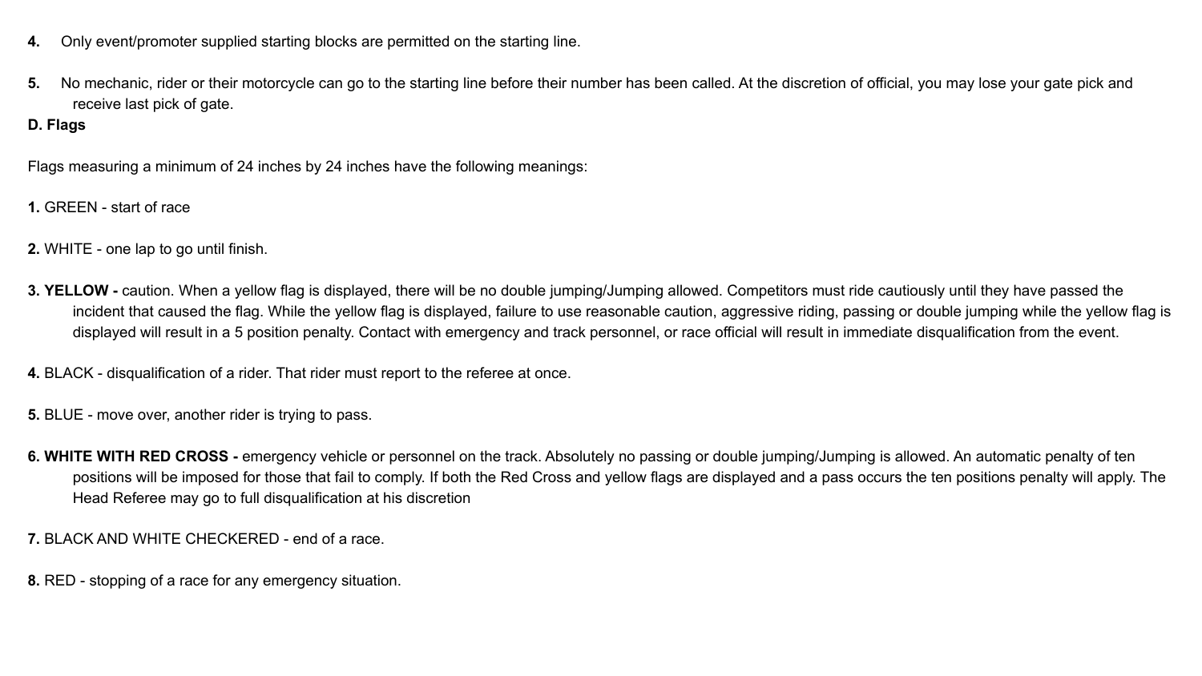**4.** Only event/promoter supplied starting blocks are permitted on the starting line.

**5.** No mechanic, rider or their motorcycle can go to the starting line before their number has been called. At the discretion of official, you may lose your gate pick and receive last pick of gate.

**D. Flags**

Flags measuring a minimum of 24 inches by 24 inches have the following meanings:

**1.** GREEN - start of race

**2.** WHITE - one lap to go until finish.

**3. YELLOW -** caution. When a yellow flag is displayed, there will be no double jumping/Jumping allowed. Competitors must ride cautiously until they have passed the incident that caused the flag. While the yellow flag is displayed, failure to use reasonable caution, aggressive riding, passing or double jumping while the yellow flag is displayed will result in a 5 position penalty. Contact with emergency and track personnel, or race official will result in immediate disqualification from the event.

**4.** BLACK - disqualification of a rider. That rider must report to the referee at once.

**5.** BLUE - move over, another rider is trying to pass.

**6. WHITE WITH RED CROSS -** emergency vehicle or personnel on the track. Absolutely no passing or double jumping/Jumping is allowed. An automatic penalty of ten positions will be imposed for those that fail to comply. If both the Red Cross and yellow flags are displayed and a pass occurs the ten positions penalty will apply. The Head Referee may go to full disqualification at his discretion

**7.** BLACK AND WHITE CHECKERED - end of a race.

**8.** RED - stopping of a race for any emergency situation.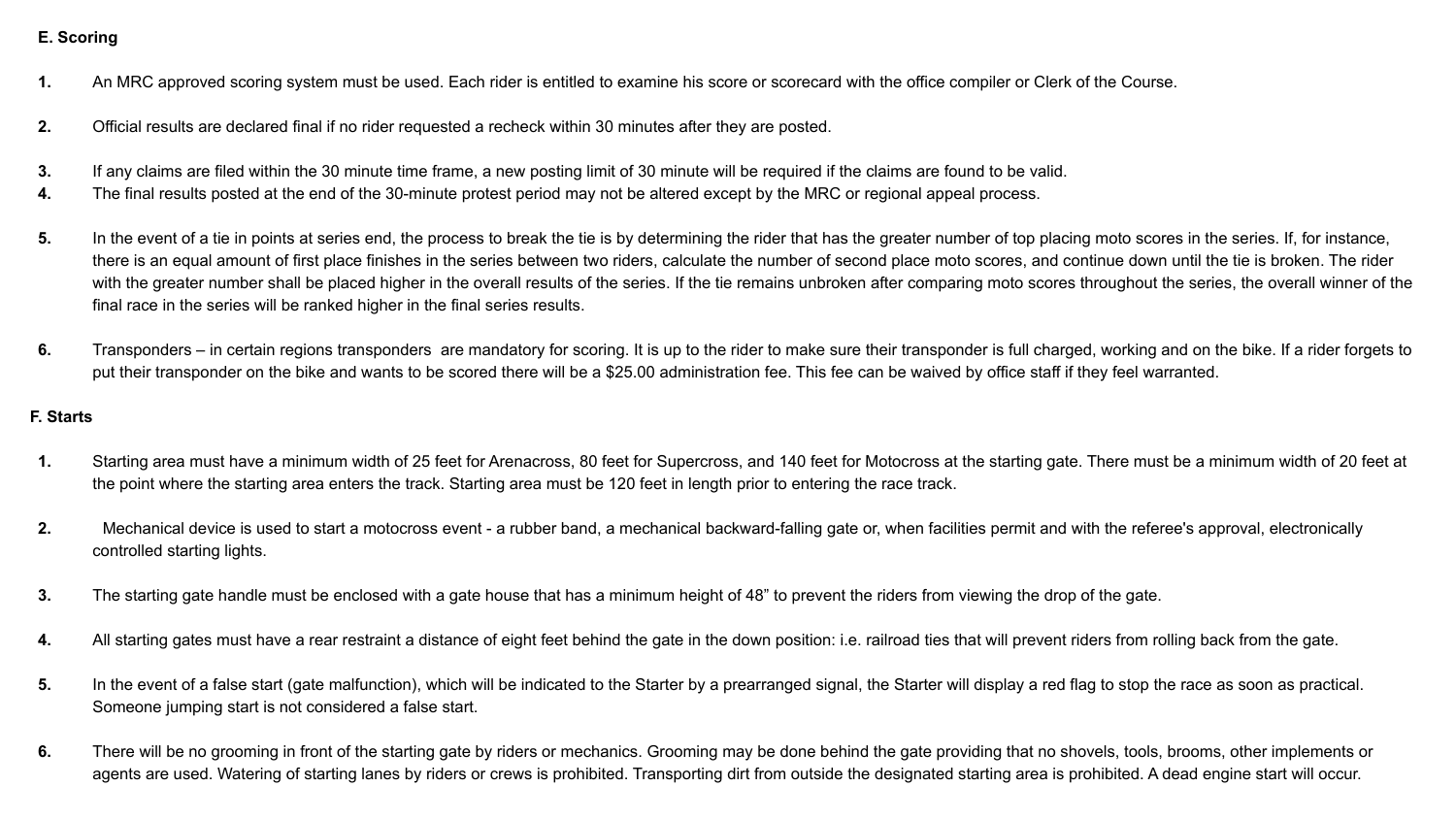**E. Scoring**

1. An MRC approved scoring system must be used. Each rider is entitled to examine his score or scorecard with the office compiler or Clerk of the Course.

2. Official results are declared final if no rider requested a recheck within 30 minutes after they are posted.

3. If any claims are filed within the 30 minute time frame, a new posting limit of 30 minute will be required if the claims are found to be valid.
4. The final results posted at the end of the 30-minute protest period may not be altered except by the MRC or regional appeal process.

5. In the event of a tie in points at series end, the process to break the tie is by determining the rider that has the greater number of top placing moto scores in the series. If, for instance, there is an equal amount of first place finishes in the series between two riders, calculate the number of second place moto scores, and continue down until the tie is broken. The rider with the greater number shall be placed higher in the overall results of the series. If the tie remains unbroken after comparing moto scores throughout the series, the overall winner of the final race in the series will be ranked higher in the final series results.

6. Transponders – in certain regions transponders are mandatory for scoring. It is up to the rider to make sure their transponder is full charged, working and on the bike. If a rider forgets to put their transponder on the bike and wants to be scored there will be a $25.00 administration fee. This fee can be waived by office staff if they feel warranted.

**F. Starts**

1. Starting area must have a minimum width of 25 feet for Arenacross, 80 feet for Supercross, and 140 feet for Motocross at the starting gate. There must be a minimum width of 20 feet at the point where the starting area enters the track. Starting area must be 120 feet in length prior to entering the race track.

2. Mechanical device is used to start a motocross event - a rubber band, a mechanical backward-falling gate or, when facilities permit and with the referee's approval, electronically controlled starting lights.

3. The starting gate handle must be enclosed with a gate house that has a minimum height of 48” to prevent the riders from viewing the drop of the gate.

4. All starting gates must have a rear restraint a distance of eight feet behind the gate in the down position: i.e. railroad ties that will prevent riders from rolling back from the gate.

5. In the event of a false start (gate malfunction), which will be indicated to the Starter by a prearranged signal, the Starter will display a red flag to stop the race as soon as practical. Someone jumping start is not considered a false start.

6. There will be no grooming in front of the starting gate by riders or mechanics. Grooming may be done behind the gate providing that no shovels, tools, brooms, other implements or agents are used. Watering of starting lanes by riders or crews is prohibited. Transporting dirt from outside the designated starting area is prohibited. A dead engine start will occur.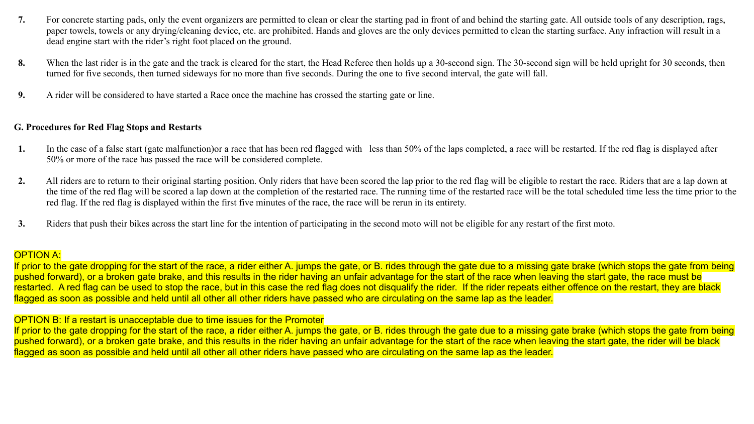7. For concrete starting pads, only the event organizers are permitted to clean or clear the starting pad in front of and behind the starting gate. All outside tools of any description, rags, paper towels, towels or any drying/cleaning device, etc. are prohibited. Hands and gloves are the only devices permitted to clean the starting surface. Any infraction will result in a dead engine start with the rider's right foot placed on the ground.

8. When the last rider is in the gate and the track is cleared for the start, the Head Referee then holds up a 30-second sign. The 30-second sign will be held upright for 30 seconds, then turned for five seconds, then turned sideways for no more than five seconds. During the one to five second interval, the gate will fall.

9. A rider will be considered to have started a Race once the machine has crossed the starting gate or line.

**G. Procedures for Red Flag Stops and Restarts**

1. In the case of a false start (gate malfunction)or a race that has been red flagged with less than 50% of the laps completed, a race will be restarted. If the red flag is displayed after 50% or more of the race has passed the race will be considered complete.

2. All riders are to return to their original starting position. Only riders that have been scored the lap prior to the red flag will be eligible to restart the race. Riders that are a lap down at the time of the red flag will be scored a lap down at the completion of the restarted race. The running time of the restarted race will be the total scheduled time less the time prior to the red flag. If the red flag is displayed within the first five minutes of the race, the race will be rerun in its entirety.

3. Riders that push their bikes across the start line for the intention of participating in the second moto will not be eligible for any restart of the first moto.

OPTION A:
If prior to the gate dropping for the start of the race, a rider either A. jumps the gate, or B. rides through the gate due to a missing gate brake (which stops the gate from being pushed forward), or a broken gate brake, and this results in the rider having an unfair advantage for the start of the race when leaving the start gate, the race must be restarted. A red flag can be used to stop the race, but in this case the red flag does not disqualify the rider. If the rider repeats either offence on the restart, they are black flagged as soon as possible and held until all other all other riders have passed who are circulating on the same lap as the leader.

OPTION B: If a restart is unacceptable due to time issues for the Promoter
If prior to the gate dropping for the start of the race, a rider either A. jumps the gate, or B. rides through the gate due to a missing gate brake (which stops the gate from being pushed forward), or a broken gate brake, and this results in the rider having an unfair advantage for the start of the race when leaving the start gate, the rider will be black flagged as soon as possible and held until all other all other riders have passed who are circulating on the same lap as the leader.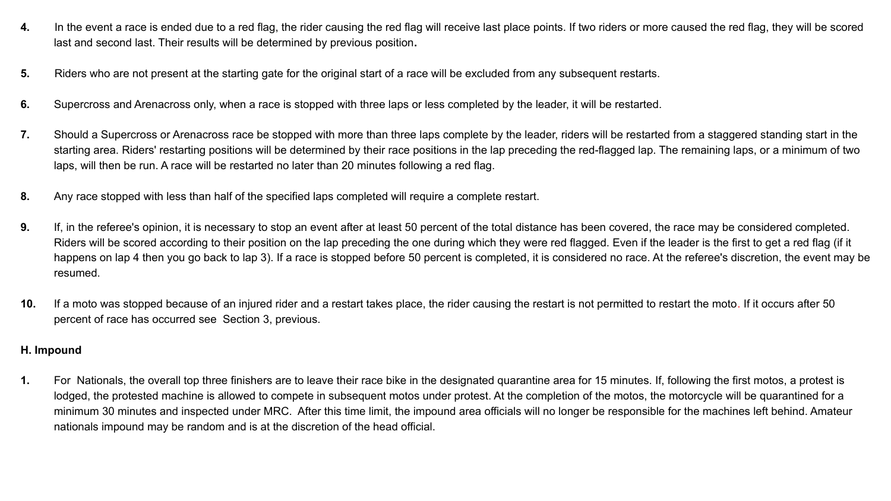4. In the event a race is ended due to a red flag, the rider causing the red flag will receive last place points. If two riders or more caused the red flag, they will be scored last and second last. Their results will be determined by previous position**.**

5. Riders who are not present at the starting gate for the original start of a race will be excluded from any subsequent restarts.

6. Supercross and Arenacross only, when a race is stopped with three laps or less completed by the leader, it will be restarted.

7. Should a Supercross or Arenacross race be stopped with more than three laps complete by the leader, riders will be restarted from a staggered standing start in the starting area. Riders' restarting positions will be determined by their race positions in the lap preceding the red-flagged lap. The remaining laps, or a minimum of two laps, will then be run. A race will be restarted no later than 20 minutes following a red flag.

8. Any race stopped with less than half of the specified laps completed will require a complete restart.

9. If, in the referee's opinion, it is necessary to stop an event after at least 50 percent of the total distance has been covered, the race may be considered completed. Riders will be scored according to their position on the lap preceding the one during which they were red flagged. Even if the leader is the first to get a red flag (if it happens on lap 4 then you go back to lap 3). If a race is stopped before 50 percent is completed, it is considered no race. At the referee's discretion, the event may be resumed.

10. If a moto was stopped because of an injured rider and a restart takes place, the rider causing the restart is not permitted to restart the moto. If it occurs after 50 percent of race has occurred see Section 3, previous.

**H. Impound**

1. For Nationals, the overall top three finishers are to leave their race bike in the designated quarantine area for 15 minutes. If, following the first motos, a protest is lodged, the protested machine is allowed to compete in subsequent motos under protest. At the completion of the motos, the motorcycle will be quarantined for a minimum 30 minutes and inspected under MRC. After this time limit, the impound area officials will no longer be responsible for the machines left behind. Amateur nationals impound may be random and is at the discretion of the head official.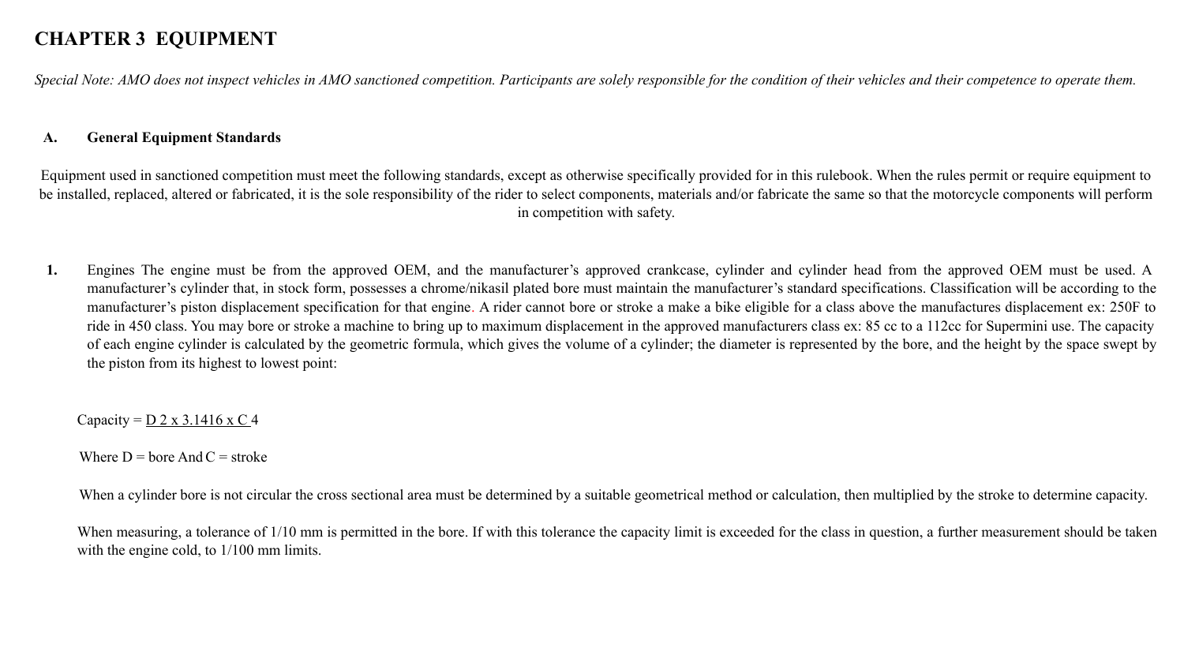# CHAPTER 3 EQUIPMENT

*Special Note: AMO does not inspect vehicles in AMO sanctioned competition. Participants are solely responsible for the condition of their vehicles and their competence to operate them.*

## A. General Equipment Standards

Equipment used in sanctioned competition must meet the following standards, except as otherwise specifically provided for in this rulebook. When the rules permit or require equipment to be installed, replaced, altered or fabricated, it is the sole responsibility of the rider to select components, materials and/or fabricate the same so that the motorcycle components will perform in competition with safety.

1. Engines The engine must be from the approved OEM, and the manufacturer's approved crankcase, cylinder and cylinder head from the approved OEM must be used. A manufacturer's cylinder that, in stock form, possesses a chrome/nikasil plated bore must maintain the manufacturer's standard specifications. Classification will be according to the manufacturer's piston displacement specification for that engine. A rider cannot bore or stroke a make a bike eligible for a class above the manufactures displacement ex: 250F to ride in 450 class. You may bore or stroke a machine to bring up to maximum displacement in the approved manufacturers class ex: 85 cc to a 112cc for Supermini use. The capacity of each engine cylinder is calculated by the geometric formula, which gives the volume of a cylinder; the diameter is represented by the bore, and the height by the space swept by the piston from its highest to lowest point:

$$\text{Capacity} = \frac{D^2 \times 3.1416 \times C}{4}$$

Where D = bore And C = stroke

When a cylinder bore is not circular the cross sectional area must be determined by a suitable geometrical method or calculation, then multiplied by the stroke to determine capacity.

When measuring, a tolerance of 1/10 mm is permitted in the bore. If with this tolerance the capacity limit is exceeded for the class in question, a further measurement should be taken with the engine cold, to 1/100 mm limits.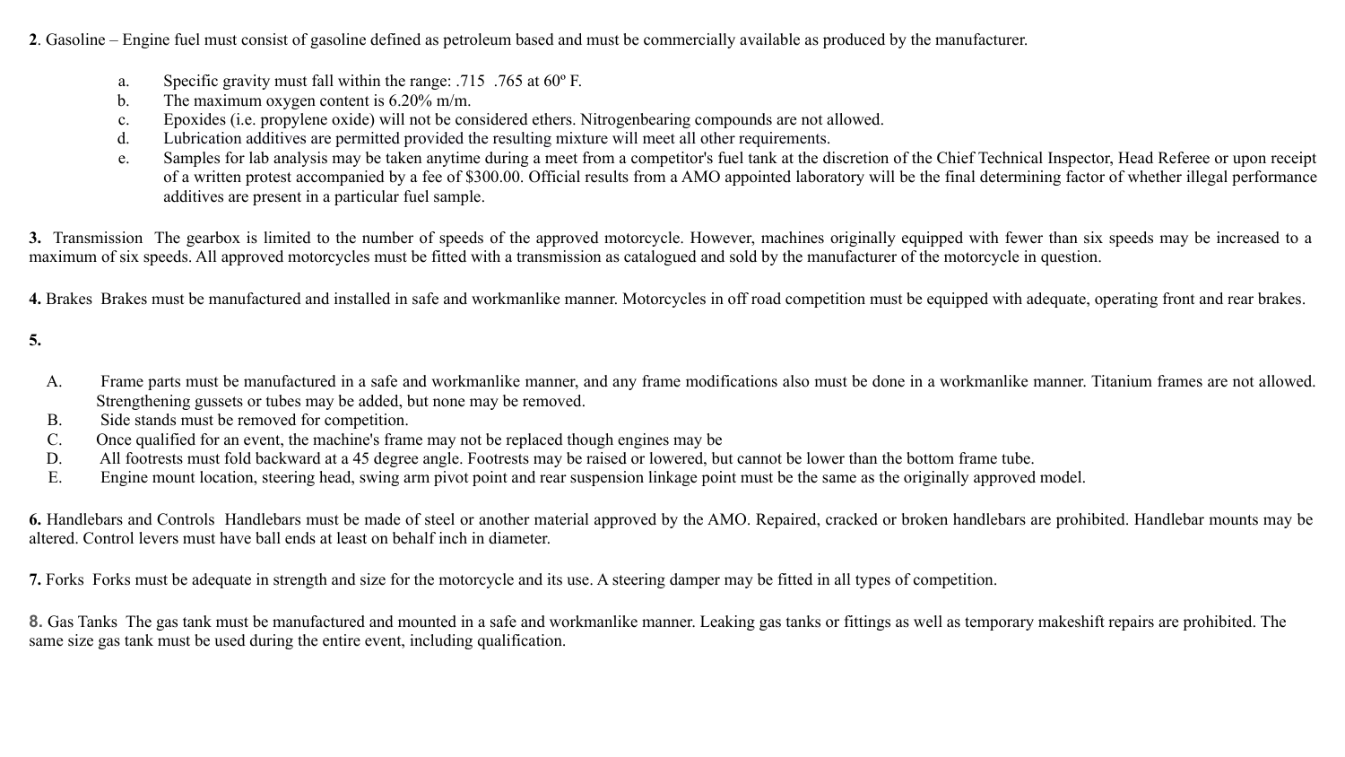**2**. Gasoline – Engine fuel must consist of gasoline defined as petroleum based and must be commercially available as produced by the manufacturer.

a. Specific gravity must fall within the range: .715 .765 at 60º F.
b. The maximum oxygen content is 6.20% m/m.
c. Epoxides (i.e. propylene oxide) will not be considered ethers. Nitrogenbearing compounds are not allowed.
d. Lubrication additives are permitted provided the resulting mixture will meet all other requirements.
e. Samples for lab analysis may be taken anytime during a meet from a competitor's fuel tank at the discretion of the Chief Technical Inspector, Head Referee or upon receipt of a written protest accompanied by a fee of $300.00. Official results from a AMO appointed laboratory will be the final determining factor of whether illegal performance additives are present in a particular fuel sample.

**3.** Transmission The gearbox is limited to the number of speeds of the approved motorcycle. However, machines originally equipped with fewer than six speeds may be increased to a maximum of six speeds. All approved motorcycles must be fitted with a transmission as catalogued and sold by the manufacturer of the motorcycle in question.

**4.** Brakes Brakes must be manufactured and installed in safe and workmanlike manner. Motorcycles in off road competition must be equipped with adequate, operating front and rear brakes.

**5.**

A. Frame parts must be manufactured in a safe and workmanlike manner, and any frame modifications also must be done in a workmanlike manner. Titanium frames are not allowed. Strengthening gussets or tubes may be added, but none may be removed.
B. Side stands must be removed for competition.
C. Once qualified for an event, the machine's frame may not be replaced though engines may be
D. All footrests must fold backward at a 45 degree angle. Footrests may be raised or lowered, but cannot be lower than the bottom frame tube.
E. Engine mount location, steering head, swing arm pivot point and rear suspension linkage point must be the same as the originally approved model.

**6.** Handlebars and Controls Handlebars must be made of steel or another material approved by the AMO. Repaired, cracked or broken handlebars are prohibited. Handlebar mounts may be altered. Control levers must have ball ends at least on behalf inch in diameter.

**7.** Forks Forks must be adequate in strength and size for the motorcycle and its use. A steering damper may be fitted in all types of competition.

**8.** Gas Tanks The gas tank must be manufactured and mounted in a safe and workmanlike manner. Leaking gas tanks or fittings as well as temporary makeshift repairs are prohibited. The same size gas tank must be used during the entire event, including qualification.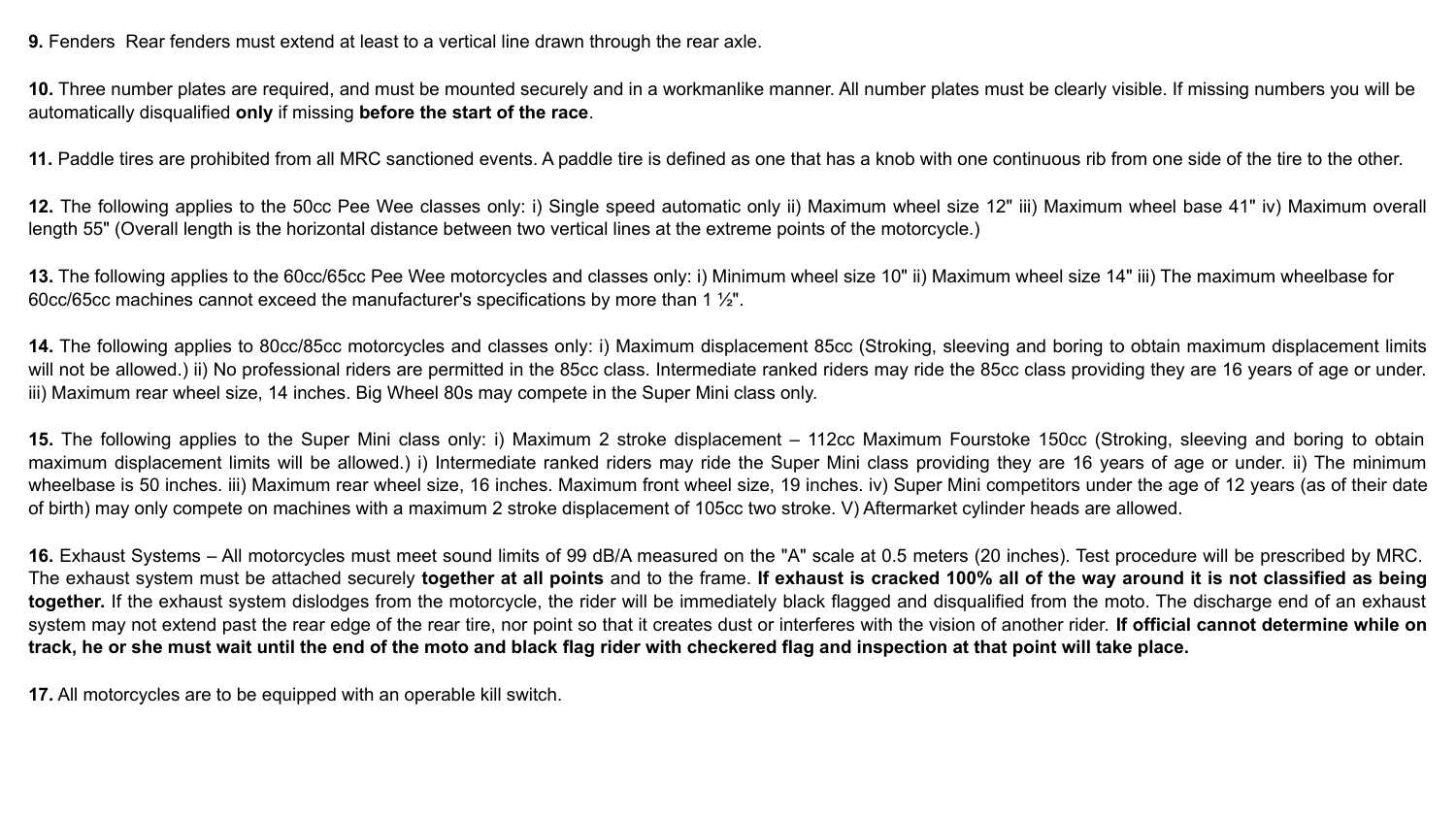**9.** Fenders  Rear fenders must extend at least to a vertical line drawn through the rear axle.

**10.** Three number plates are required, and must be mounted securely and in a workmanlike manner. All number plates must be clearly visible. If missing numbers you will be automatically disqualified **only** if missing **before the start of the race**.

**11.** Paddle tires are prohibited from all MRC sanctioned events. A paddle tire is defined as one that has a knob with one continuous rib from one side of the tire to the other.

**12.** The following applies to the 50cc Pee Wee classes only: i) Single speed automatic only ii) Maximum wheel size 12" iii) Maximum wheel base 41" iv) Maximum overall length 55" (Overall length is the horizontal distance between two vertical lines at the extreme points of the motorcycle.)

**13.** The following applies to the 60cc/65cc Pee Wee motorcycles and classes only: i) Minimum wheel size 10" ii) Maximum wheel size 14" iii) The maximum wheelbase for 60cc/65cc machines cannot exceed the manufacturer's specifications by more than 1 ½".

**14.** The following applies to 80cc/85cc motorcycles and classes only: i) Maximum displacement 85cc (Stroking, sleeving and boring to obtain maximum displacement limits will not be allowed.) ii) No professional riders are permitted in the 85cc class. Intermediate ranked riders may ride the 85cc class providing they are 16 years of age or under. iii) Maximum rear wheel size, 14 inches. Big Wheel 80s may compete in the Super Mini class only.

**15.** The following applies to the Super Mini class only: i) Maximum 2 stroke displacement – 112cc Maximum Fourstoke 150cc (Stroking, sleeving and boring to obtain maximum displacement limits will be allowed.) i) Intermediate ranked riders may ride the Super Mini class providing they are 16 years of age or under. ii) The minimum wheelbase is 50 inches. iii) Maximum rear wheel size, 16 inches. Maximum front wheel size, 19 inches. iv) Super Mini competitors under the age of 12 years (as of their date of birth) may only compete on machines with a maximum 2 stroke displacement of 105cc two stroke. V) Aftermarket cylinder heads are allowed.

**16.** Exhaust Systems – All motorcycles must meet sound limits of 99 dB/A measured on the "A" scale at 0.5 meters (20 inches). Test procedure will be prescribed by MRC. The exhaust system must be attached securely **together at all points** and to the frame. **If exhaust is cracked 100% all of the way around it is not classified as being together.** If the exhaust system dislodges from the motorcycle, the rider will be immediately black flagged and disqualified from the moto. The discharge end of an exhaust system may not extend past the rear edge of the rear tire, nor point so that it creates dust or interferes with the vision of another rider. **If official cannot determine while on track, he or she must wait until the end of the moto and black flag rider with checkered flag and inspection at that point will take place.**

**17.** All motorcycles are to be equipped with an operable kill switch.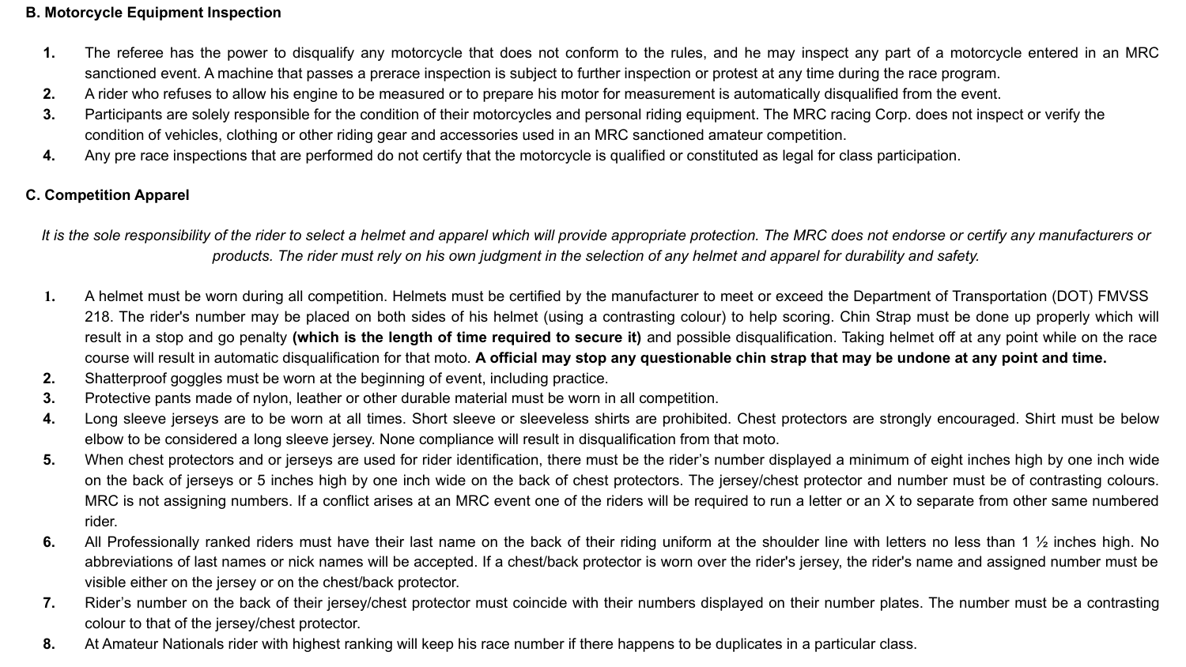**B. Motorcycle Equipment Inspection**

1. The referee has the power to disqualify any motorcycle that does not conform to the rules, and he may inspect any part of a motorcycle entered in an MRC sanctioned event. A machine that passes a prerace inspection is subject to further inspection or protest at any time during the race program.
2. A rider who refuses to allow his engine to be measured or to prepare his motor for measurement is automatically disqualified from the event.
3. Participants are solely responsible for the condition of their motorcycles and personal riding equipment. The MRC racing Corp. does not inspect or verify the condition of vehicles, clothing or other riding gear and accessories used in an MRC sanctioned amateur competition.
4. Any pre race inspections that are performed do not certify that the motorcycle is qualified or constituted as legal for class participation.

**C. Competition Apparel**

*It is the sole responsibility of the rider to select a helmet and apparel which will provide appropriate protection. The MRC does not endorse or certify any manufacturers or products. The rider must rely on his own judgment in the selection of any helmet and apparel for durability and safety.*

1. A helmet must be worn during all competition. Helmets must be certified by the manufacturer to meet or exceed the Department of Transportation (DOT) FMVSS 218. The rider's number may be placed on both sides of his helmet (using a contrasting colour) to help scoring. Chin Strap must be done up properly which will result in a stop and go penalty **(which is the length of time required to secure it)** and possible disqualification. Taking helmet off at any point while on the race course will result in automatic disqualification for that moto. **A official may stop any questionable chin strap that may be undone at any point and time.**
2. Shatterproof goggles must be worn at the beginning of event, including practice.
3. Protective pants made of nylon, leather or other durable material must be worn in all competition.
4. Long sleeve jerseys are to be worn at all times. Short sleeve or sleeveless shirts are prohibited. Chest protectors are strongly encouraged. Shirt must be below elbow to be considered a long sleeve jersey. None compliance will result in disqualification from that moto.
5. When chest protectors and or jerseys are used for rider identification, there must be the rider's number displayed a minimum of eight inches high by one inch wide on the back of jerseys or 5 inches high by one inch wide on the back of chest protectors. The jersey/chest protector and number must be of contrasting colours. MRC is not assigning numbers. If a conflict arises at an MRC event one of the riders will be required to run a letter or an X to separate from other same numbered rider.
6. All Professionally ranked riders must have their last name on the back of their riding uniform at the shoulder line with letters no less than 1 ½ inches high. No abbreviations of last names or nick names will be accepted. If a chest/back protector is worn over the rider's jersey, the rider's name and assigned number must be visible either on the jersey or on the chest/back protector.
7. Rider's number on the back of their jersey/chest protector must coincide with their numbers displayed on their number plates. The number must be a contrasting colour to that of the jersey/chest protector.
8. At Amateur Nationals rider with highest ranking will keep his race number if there happens to be duplicates in a particular class.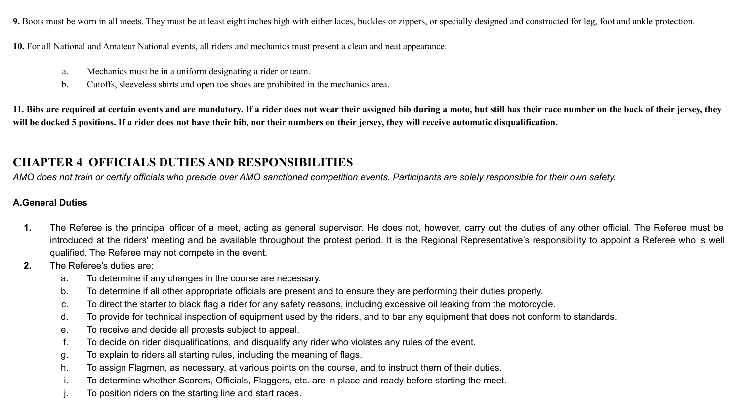**9.** Boots must be worn in all meets. They must be at least eight inches high with either laces, buckles or zippers, or specially designed and constructed for leg, foot and ankle protection.

**10.** For all National and Amateur National events, all riders and mechanics must present a clean and neat appearance.

- a. Mechanics must be in a uniform designating a rider or team.
- b. Cutoffs, sleeveless shirts and open toe shoes are prohibited in the mechanics area.

**11. Bibs are required at certain events and are mandatory. If a rider does not wear their assigned bib during a moto, but still has their race number on the back of their jersey, they will be docked 5 positions. If a rider does not have their bib, nor their numbers on their jersey, they will receive automatic disqualification.**

## CHAPTER 4 OFFICIALS DUTIES AND RESPONSIBILITIES

*AMO does not train or certify officials who preside over AMO sanctioned competition events. Participants are solely responsible for their own safety.*

### A.General Duties

1. The Referee is the principal officer of a meet, acting as general supervisor. He does not, however, carry out the duties of any other official. The Referee must be introduced at the riders' meeting and be available throughout the protest period. It is the Regional Representative's responsibility to appoint a Referee who is well qualified. The Referee may not compete in the event.
2. The Referee's duties are:
   - a. To determine if any changes in the course are necessary.
   - b. To determine if all other appropriate officials are present and to ensure they are performing their duties properly.
   - c. To direct the starter to black flag a rider for any safety reasons, including excessive oil leaking from the motorcycle.
   - d. To provide for technical inspection of equipment used by the riders, and to bar any equipment that does not conform to standards.
   - e. To receive and decide all protests subject to appeal.
   - f. To decide on rider disqualifications, and disqualify any rider who violates any rules of the event.
   - g. To explain to riders all starting rules, including the meaning of flags.
   - h. To assign Flagmen, as necessary, at various points on the course, and to instruct them of their duties.
   - i. To determine whether Scorers, Officials, Flaggers, etc. are in place and ready before starting the meet.
   - j. To position riders on the starting line and start races.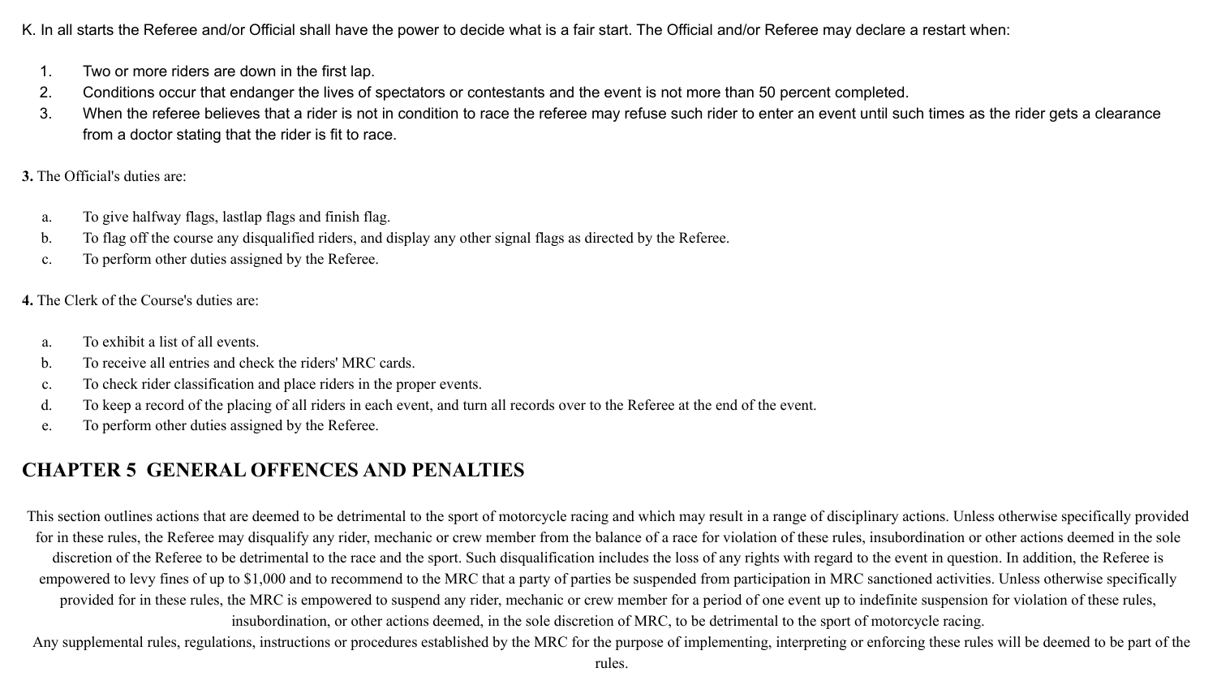K. In all starts the Referee and/or Official shall have the power to decide what is a fair start. The Official and/or Referee may declare a restart when:

1. Two or more riders are down in the first lap.
2. Conditions occur that endanger the lives of spectators or contestants and the event is not more than 50 percent completed.
3. When the referee believes that a rider is not in condition to race the referee may refuse such rider to enter an event until such times as the rider gets a clearance from a doctor stating that the rider is fit to race.

**3.** The Official's duties are:

a. To give halfway flags, lastlap flags and finish flag.
b. To flag off the course any disqualified riders, and display any other signal flags as directed by the Referee.
c. To perform other duties assigned by the Referee.

**4.** The Clerk of the Course's duties are:

a. To exhibit a list of all events.
b. To receive all entries and check the riders' MRC cards.
c. To check rider classification and place riders in the proper events.
d. To keep a record of the placing of all riders in each event, and turn all records over to the Referee at the end of the event.
e. To perform other duties assigned by the Referee.

## CHAPTER 5 GENERAL OFFENCES AND PENALTIES

This section outlines actions that are deemed to be detrimental to the sport of motorcycle racing and which may result in a range of disciplinary actions. Unless otherwise specifically provided for in these rules, the Referee may disqualify any rider, mechanic or crew member from the balance of a race for violation of these rules, insubordination or other actions deemed in the sole discretion of the Referee to be detrimental to the race and the sport. Such disqualification includes the loss of any rights with regard to the event in question. In addition, the Referee is empowered to levy fines of up to $1,000 and to recommend to the MRC that a party of parties be suspended from participation in MRC sanctioned activities. Unless otherwise specifically provided for in these rules, the MRC is empowered to suspend any rider, mechanic or crew member for a period of one event up to indefinite suspension for violation of these rules, insubordination, or other actions deemed, in the sole discretion of MRC, to be detrimental to the sport of motorcycle racing.

Any supplemental rules, regulations, instructions or procedures established by the MRC for the purpose of implementing, interpreting or enforcing these rules will be deemed to be part of the rules.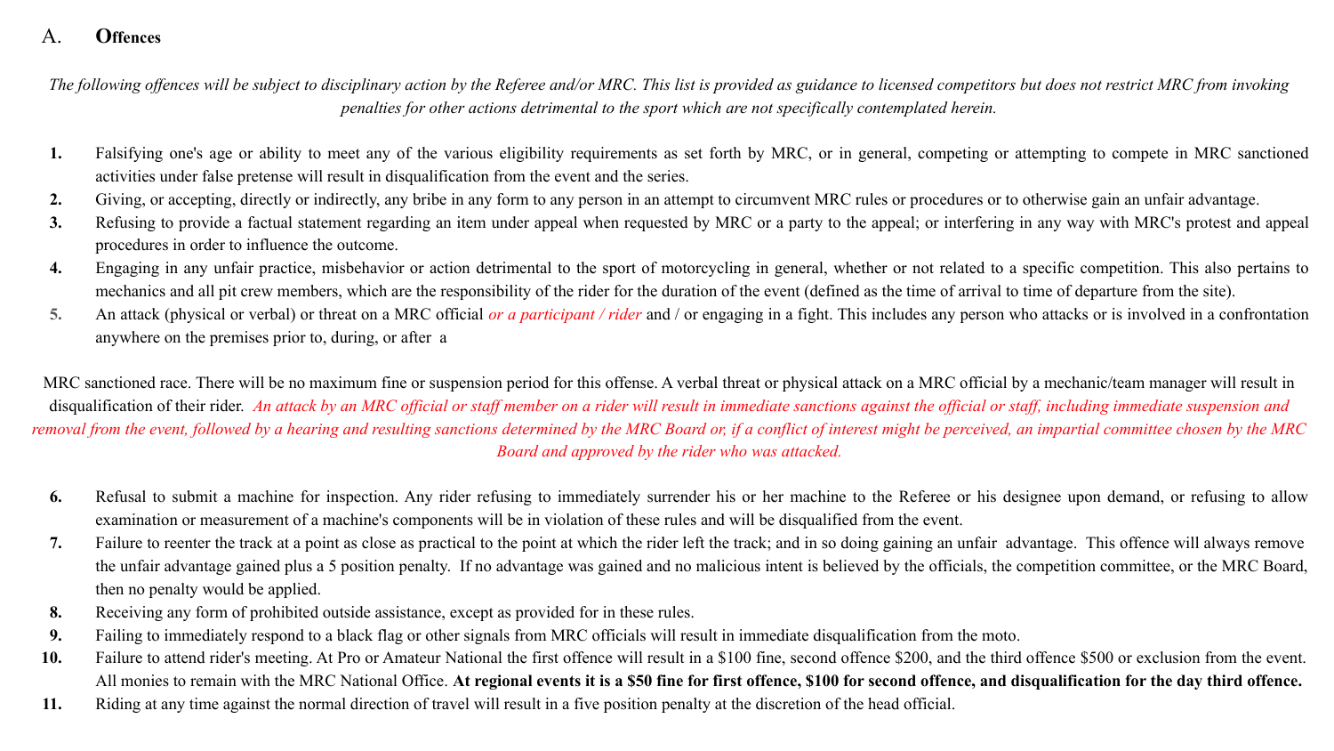## A. Offences

*The following offences will be subject to disciplinary action by the Referee and/or MRC. This list is provided as guidance to licensed competitors but does not restrict MRC from invoking penalties for other actions detrimental to the sport which are not specifically contemplated herein.*

1. Falsifying one's age or ability to meet any of the various eligibility requirements as set forth by MRC, or in general, competing or attempting to compete in MRC sanctioned activities under false pretense will result in disqualification from the event and the series.
2. Giving, or accepting, directly or indirectly, any bribe in any form to any person in an attempt to circumvent MRC rules or procedures or to otherwise gain an unfair advantage.
3. Refusing to provide a factual statement regarding an item under appeal when requested by MRC or a party to the appeal; or interfering in any way with MRC's protest and appeal procedures in order to influence the outcome.
4. Engaging in any unfair practice, misbehavior or action detrimental to the sport of motorcycling in general, whether or not related to a specific competition. This also pertains to mechanics and all pit crew members, which are the responsibility of the rider for the duration of the event (defined as the time of arrival to time of departure from the site).
5. An attack (physical or verbal) or threat on a MRC official *or a participant / rider* and / or engaging in a fight. This includes any person who attacks or is involved in a confrontation anywhere on the premises prior to, during, or after a

MRC sanctioned race. There will be no maximum fine or suspension period for this offense. A verbal threat or physical attack on a MRC official by a mechanic/team manager will result in disqualification of their rider. *An attack by an MRC official or staff member on a rider will result in immediate sanctions against the official or staff, including immediate suspension and removal from the event, followed by a hearing and resulting sanctions determined by the MRC Board or, if a conflict of interest might be perceived, an impartial committee chosen by the MRC Board and approved by the rider who was attacked.*

6. Refusal to submit a machine for inspection. Any rider refusing to immediately surrender his or her machine to the Referee or his designee upon demand, or refusing to allow examination or measurement of a machine's components will be in violation of these rules and will be disqualified from the event.
7. Failure to reenter the track at a point as close as practical to the point at which the rider left the track; and in so doing gaining an unfair advantage. This offence will always remove the unfair advantage gained plus a 5 position penalty. If no advantage was gained and no malicious intent is believed by the officials, the competition committee, or the MRC Board, then no penalty would be applied.
8. Receiving any form of prohibited outside assistance, except as provided for in these rules.
9. Failing to immediately respond to a black flag or other signals from MRC officials will result in immediate disqualification from the moto.
10. Failure to attend rider's meeting. At Pro or Amateur National the first offence will result in a $100 fine, second offence $200, and the third offence $500 or exclusion from the event. All monies to remain with the MRC National Office. **At regional events it is a $50 fine for first offence, $100 for second offence, and disqualification for the day third offence.**
11. Riding at any time against the normal direction of travel will result in a five position penalty at the discretion of the head official.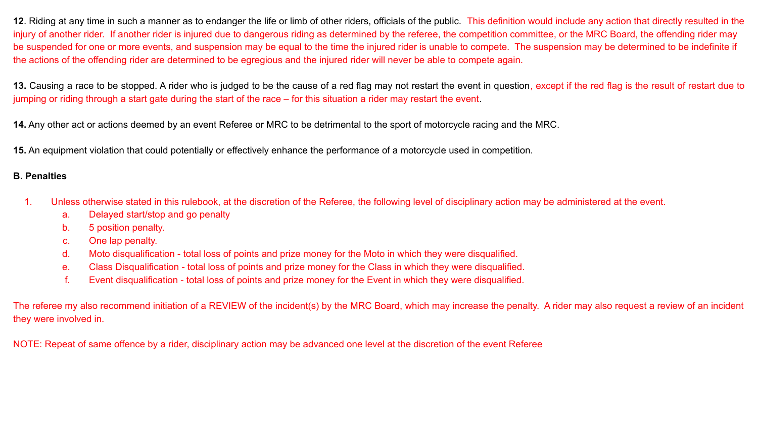**12**. Riding at any time in such a manner as to endanger the life or limb of other riders, officials of the public. This definition would include any action that directly resulted in the injury of another rider. If another rider is injured due to dangerous riding as determined by the referee, the competition committee, or the MRC Board, the offending rider may be suspended for one or more events, and suspension may be equal to the time the injured rider is unable to compete. The suspension may be determined to be indefinite if the actions of the offending rider are determined to be egregious and the injured rider will never be able to compete again.

**13.** Causing a race to be stopped. A rider who is judged to be the cause of a red flag may not restart the event in question, except if the red flag is the result of restart due to jumping or riding through a start gate during the start of the race – for this situation a rider may restart the event.

**14.** Any other act or actions deemed by an event Referee or MRC to be detrimental to the sport of motorcycle racing and the MRC.

**15.** An equipment violation that could potentially or effectively enhance the performance of a motorcycle used in competition.

**B. Penalties**

1. Unless otherwise stated in this rulebook, at the discretion of the Referee, the following level of disciplinary action may be administered at the event.
   a. Delayed start/stop and go penalty
   b. 5 position penalty.
   c. One lap penalty.
   d. Moto disqualification - total loss of points and prize money for the Moto in which they were disqualified.
   e. Class Disqualification - total loss of points and prize money for the Class in which they were disqualified.
   f. Event disqualification - total loss of points and prize money for the Event in which they were disqualified.

The referee my also recommend initiation of a REVIEW of the incident(s) by the MRC Board, which may increase the penalty. A rider may also request a review of an incident they were involved in.

NOTE: Repeat of same offence by a rider, disciplinary action may be advanced one level at the discretion of the event Referee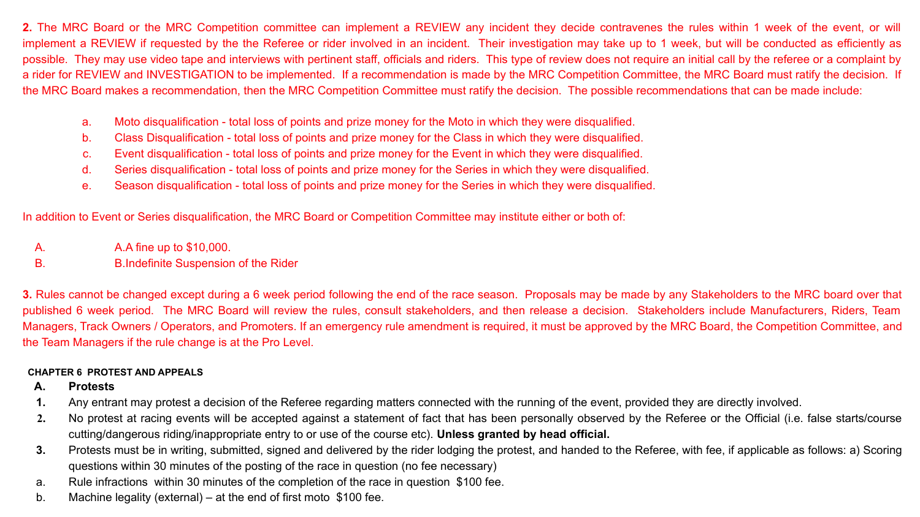**2.** The MRC Board or the MRC Competition committee can implement a REVIEW any incident they decide contravenes the rules within 1 week of the event, or will implement a REVIEW if requested by the the Referee or rider involved in an incident. Their investigation may take up to 1 week, but will be conducted as efficiently as possible. They may use video tape and interviews with pertinent staff, officials and riders. This type of review does not require an initial call by the referee or a complaint by a rider for REVIEW and INVESTIGATION to be implemented. If a recommendation is made by the MRC Competition Committee, the MRC Board must ratify the decision. If the MRC Board makes a recommendation, then the MRC Competition Committee must ratify the decision. The possible recommendations that can be made include:

a. Moto disqualification - total loss of points and prize money for the Moto in which they were disqualified.
b. Class Disqualification - total loss of points and prize money for the Class in which they were disqualified.
c. Event disqualification - total loss of points and prize money for the Event in which they were disqualified.
d. Series disqualification - total loss of points and prize money for the Series in which they were disqualified.
e. Season disqualification - total loss of points and prize money for the Series in which they were disqualified.

In addition to Event or Series disqualification, the MRC Board or Competition Committee may institute either or both of:

A. A.A fine up to $10,000.
B. B.Indefinite Suspension of the Rider

**3.** Rules cannot be changed except during a 6 week period following the end of the race season. Proposals may be made by any Stakeholders to the MRC board over that published 6 week period. The MRC Board will review the rules, consult stakeholders, and then release a decision. Stakeholders include Manufacturers, Riders, Team Managers, Track Owners / Operators, and Promoters. If an emergency rule amendment is required, it must be approved by the MRC Board, the Competition Committee, and the Team Managers if the rule change is at the Pro Level.

## CHAPTER 6 PROTEST AND APPEALS

### A. Protests

1. Any entrant may protest a decision of the Referee regarding matters connected with the running of the event, provided they are directly involved.
2. No protest at racing events will be accepted against a statement of fact that has been personally observed by the Referee or the Official (i.e. false starts/course cutting/dangerous riding/inappropriate entry to or use of the course etc). **Unless granted by head official.**
3. Protests must be in writing, submitted, signed and delivered by the rider lodging the protest, and handed to the Referee, with fee, if applicable as follows: a) Scoring questions within 30 minutes of the posting of the race in question (no fee necessary)

a. Rule infractions within 30 minutes of the completion of the race in question $100 fee.
b. Machine legality (external) – at the end of first moto $100 fee.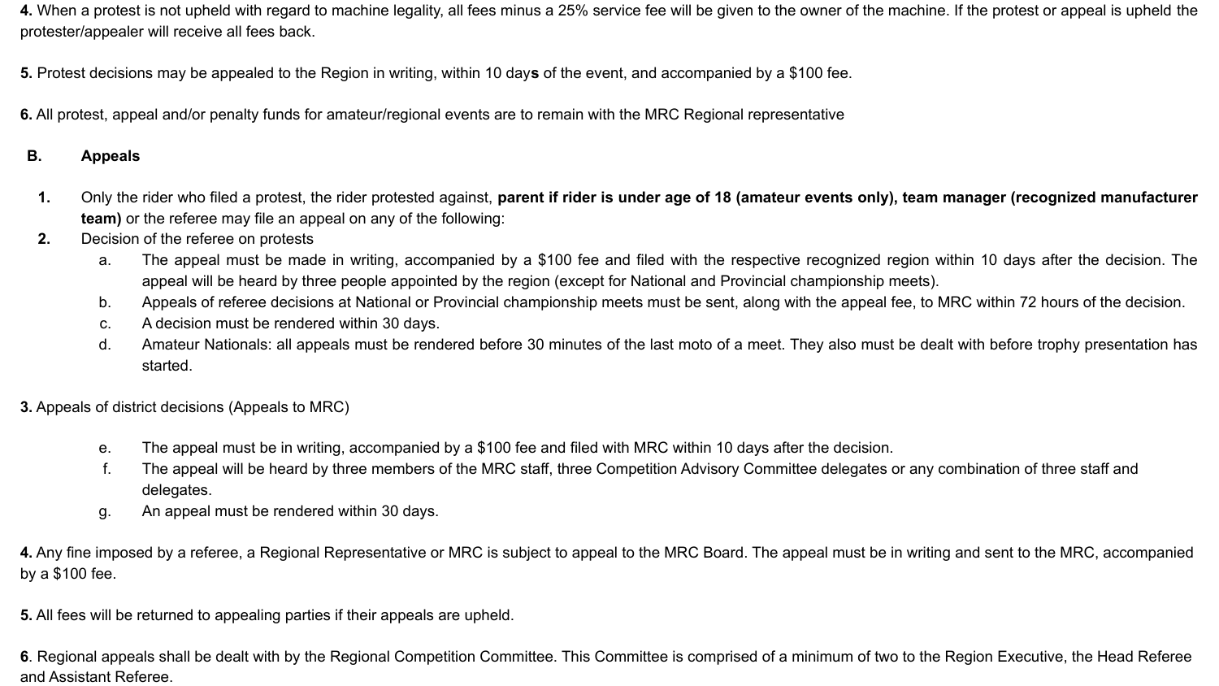**4.** When a protest is not upheld with regard to machine legality, all fees minus a 25% service fee will be given to the owner of the machine. If the protest or appeal is upheld the protester/appealer will receive all fees back.

**5.** Protest decisions may be appealed to the Region in writing, within 10 day**s** of the event, and accompanied by a $100 fee.

**6.** All protest, appeal and/or penalty funds for amateur/regional events are to remain with the MRC Regional representative

## B. Appeals

1. Only the rider who filed a protest, the rider protested against, **parent if rider is under age of 18 (amateur events only), team manager (recognized manufacturer team)** or the referee may file an appeal on any of the following:
2. Decision of the referee on protests
   a. The appeal must be made in writing, accompanied by a $100 fee and filed with the respective recognized region within 10 days after the decision. The appeal will be heard by three people appointed by the region (except for National and Provincial championship meets).
   b. Appeals of referee decisions at National or Provincial championship meets must be sent, along with the appeal fee, to MRC within 72 hours of the decision.
   c. A decision must be rendered within 30 days.
   d. Amateur Nationals: all appeals must be rendered before 30 minutes of the last moto of a meet. They also must be dealt with before trophy presentation has started.

**3.** Appeals of district decisions (Appeals to MRC)

   e. The appeal must be in writing, accompanied by a $100 fee and filed with MRC within 10 days after the decision.
   f. The appeal will be heard by three members of the MRC staff, three Competition Advisory Committee delegates or any combination of three staff and delegates.
   g. An appeal must be rendered within 30 days.

**4.** Any fine imposed by a referee, a Regional Representative or MRC is subject to appeal to the MRC Board. The appeal must be in writing and sent to the MRC, accompanied by a $100 fee.

**5.** All fees will be returned to appealing parties if their appeals are upheld.

**6**. Regional appeals shall be dealt with by the Regional Competition Committee. This Committee is comprised of a minimum of two to the Region Executive, the Head Referee and Assistant Referee.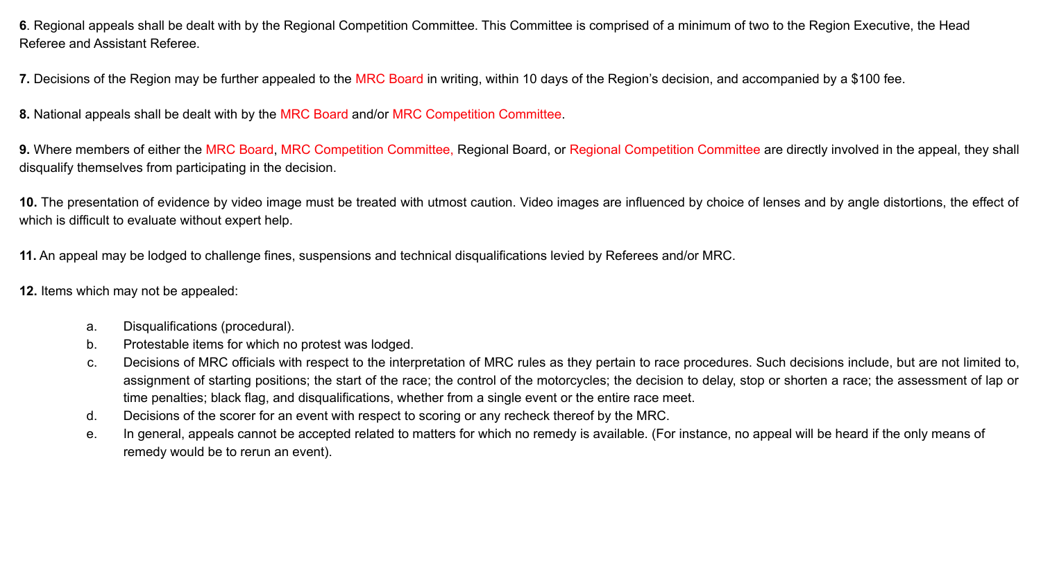**6**. Regional appeals shall be dealt with by the Regional Competition Committee. This Committee is comprised of a minimum of two to the Region Executive, the Head Referee and Assistant Referee.

**7.** Decisions of the Region may be further appealed to the MRC Board in writing, within 10 days of the Region's decision, and accompanied by a $100 fee.

**8.** National appeals shall be dealt with by the MRC Board and/or MRC Competition Committee.

**9.** Where members of either the MRC Board, MRC Competition Committee, Regional Board, or Regional Competition Committee are directly involved in the appeal, they shall disqualify themselves from participating in the decision.

**10.** The presentation of evidence by video image must be treated with utmost caution. Video images are influenced by choice of lenses and by angle distortions, the effect of which is difficult to evaluate without expert help.

**11.** An appeal may be lodged to challenge fines, suspensions and technical disqualifications levied by Referees and/or MRC.

**12.** Items which may not be appealed:

a. Disqualifications (procedural).

b. Protestable items for which no protest was lodged.

c. Decisions of MRC officials with respect to the interpretation of MRC rules as they pertain to race procedures. Such decisions include, but are not limited to, assignment of starting positions; the start of the race; the control of the motorcycles; the decision to delay, stop or shorten a race; the assessment of lap or time penalties; black flag, and disqualifications, whether from a single event or the entire race meet.

d. Decisions of the scorer for an event with respect to scoring or any recheck thereof by the MRC.

e. In general, appeals cannot be accepted related to matters for which no remedy is available. (For instance, no appeal will be heard if the only means of remedy would be to rerun an event).